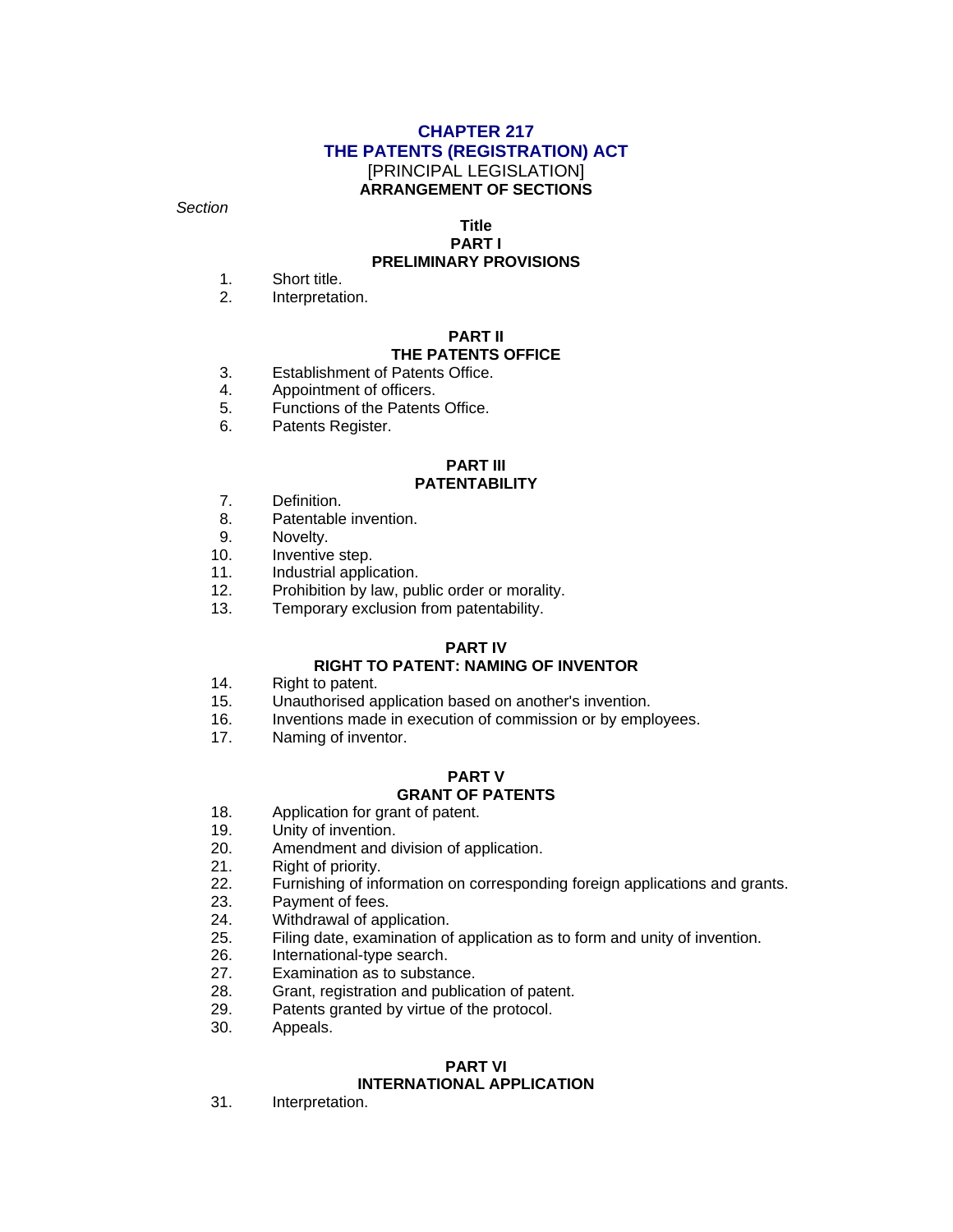# CHAPTER 217
# THE PATENTS (REGISTRATION) ACT

[PRINCIPAL LEGISLATION]

**ARRANGEMENT OF SECTIONS**

*Section*

**Title**

## PART I
## PRELIMINARY PROVISIONS

1. Short title.
2. Interpretation.

## PART II
## THE PATENTS OFFICE

3. Establishment of Patents Office.
4. Appointment of officers.
5. Functions of the Patents Office.
6. Patents Register.

## PART III
## PATENTABILITY

7. Definition.
8. Patentable invention.
9. Novelty.
10. Inventive step.
11. Industrial application.
12. Prohibition by law, public order or morality.
13. Temporary exclusion from patentability.

## PART IV
## RIGHT TO PATENT: NAMING OF INVENTOR

14. Right to patent.
15. Unauthorised application based on another's invention.
16. Inventions made in execution of commission or by employees.
17. Naming of inventor.

## PART V
## GRANT OF PATENTS

18. Application for grant of patent.
19. Unity of invention.
20. Amendment and division of application.
21. Right of priority.
22. Furnishing of information on corresponding foreign applications and grants.
23. Payment of fees.
24. Withdrawal of application.
25. Filing date, examination of application as to form and unity of invention.
26. International-type search.
27. Examination as to substance.
28. Grant, registration and publication of patent.
29. Patents granted by virtue of the protocol.
30. Appeals.

## PART VI
## INTERNATIONAL APPLICATION

31. Interpretation.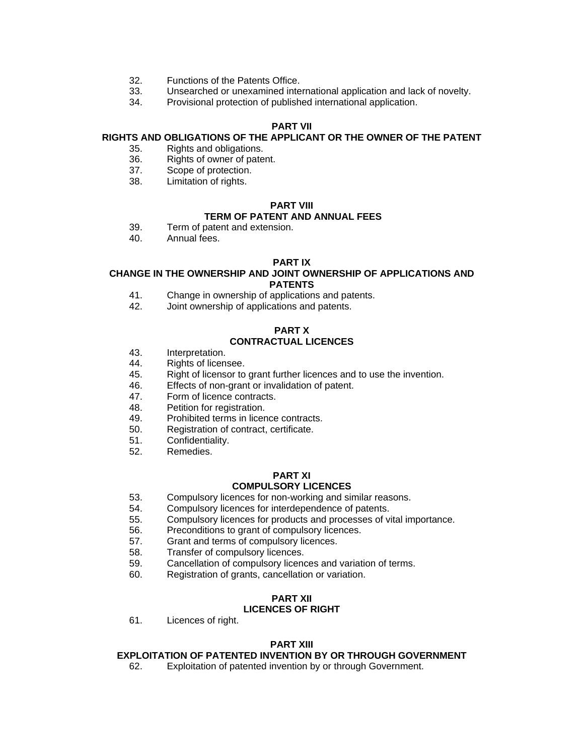32. Functions of the Patents Office.
33. Unsearched or unexamined international application and lack of novelty.
34. Provisional protection of published international application.

**PART VII**

**RIGHTS AND OBLIGATIONS OF THE APPLICANT OR THE OWNER OF THE PATENT**

35. Rights and obligations.
36. Rights of owner of patent.
37. Scope of protection.
38. Limitation of rights.

**PART VIII**

**TERM OF PATENT AND ANNUAL FEES**

39. Term of patent and extension.
40. Annual fees.

**PART IX**

**CHANGE IN THE OWNERSHIP AND JOINT OWNERSHIP OF APPLICATIONS AND PATENTS**

41. Change in ownership of applications and patents.
42. Joint ownership of applications and patents.

**PART X**

**CONTRACTUAL LICENCES**

43. Interpretation.
44. Rights of licensee.
45. Right of licensor to grant further licences and to use the invention.
46. Effects of non-grant or invalidation of patent.
47. Form of licence contracts.
48. Petition for registration.
49. Prohibited terms in licence contracts.
50. Registration of contract, certificate.
51. Confidentiality.
52. Remedies.

**PART XI**

**COMPULSORY LICENCES**

53. Compulsory licences for non-working and similar reasons.
54. Compulsory licences for interdependence of patents.
55. Compulsory licences for products and processes of vital importance.
56. Preconditions to grant of compulsory licences.
57. Grant and terms of compulsory licences.
58. Transfer of compulsory licences.
59. Cancellation of compulsory licences and variation of terms.
60. Registration of grants, cancellation or variation.

**PART XII**

**LICENCES OF RIGHT**

61. Licences of right.

**PART XIII**

**EXPLOITATION OF PATENTED INVENTION BY OR THROUGH GOVERNMENT**

62. Exploitation of patented invention by or through Government.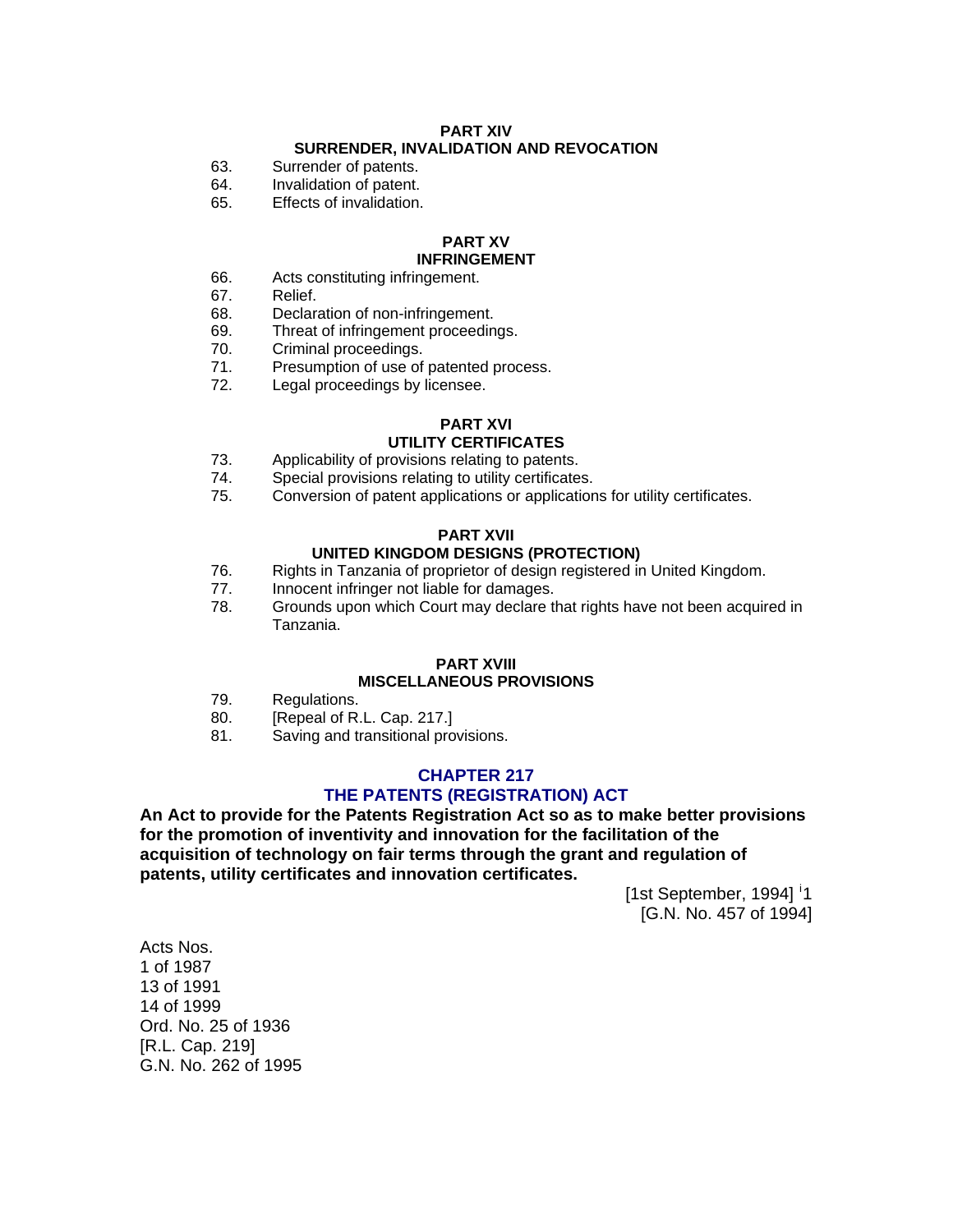**PART XIV**
**SURRENDER, INVALIDATION AND REVOCATION**

63. Surrender of patents.
64. Invalidation of patent.
65. Effects of invalidation.

**PART XV**
**INFRINGEMENT**

66. Acts constituting infringement.
67. Relief.
68. Declaration of non-infringement.
69. Threat of infringement proceedings.
70. Criminal proceedings.
71. Presumption of use of patented process.
72. Legal proceedings by licensee.

**PART XVI**
**UTILITY CERTIFICATES**

73. Applicability of provisions relating to patents.
74. Special provisions relating to utility certificates.
75. Conversion of patent applications or applications for utility certificates.

**PART XVII**
**UNITED KINGDOM DESIGNS (PROTECTION)**

76. Rights in Tanzania of proprietor of design registered in United Kingdom.
77. Innocent infringer not liable for damages.
78. Grounds upon which Court may declare that rights have not been acquired in Tanzania.

**PART XVIII**
**MISCELLANEOUS PROVISIONS**

79. Regulations.
80. [Repeal of R.L. Cap. 217.]
81. Saving and transitional provisions.

## CHAPTER 217
## THE PATENTS (REGISTRATION) ACT

**An Act to provide for the Patents Registration Act so as to make better provisions for the promotion of inventivity and innovation for the facilitation of the acquisition of technology on fair terms through the grant and regulation of patents, utility certificates and innovation certificates.**

[1st September, 1994] [i]1
[G.N. No. 457 of 1994]

Acts Nos.
1 of 1987
13 of 1991
14 of 1999
Ord. No. 25 of 1936
[R.L. Cap. 219]
G.N. No. 262 of 1995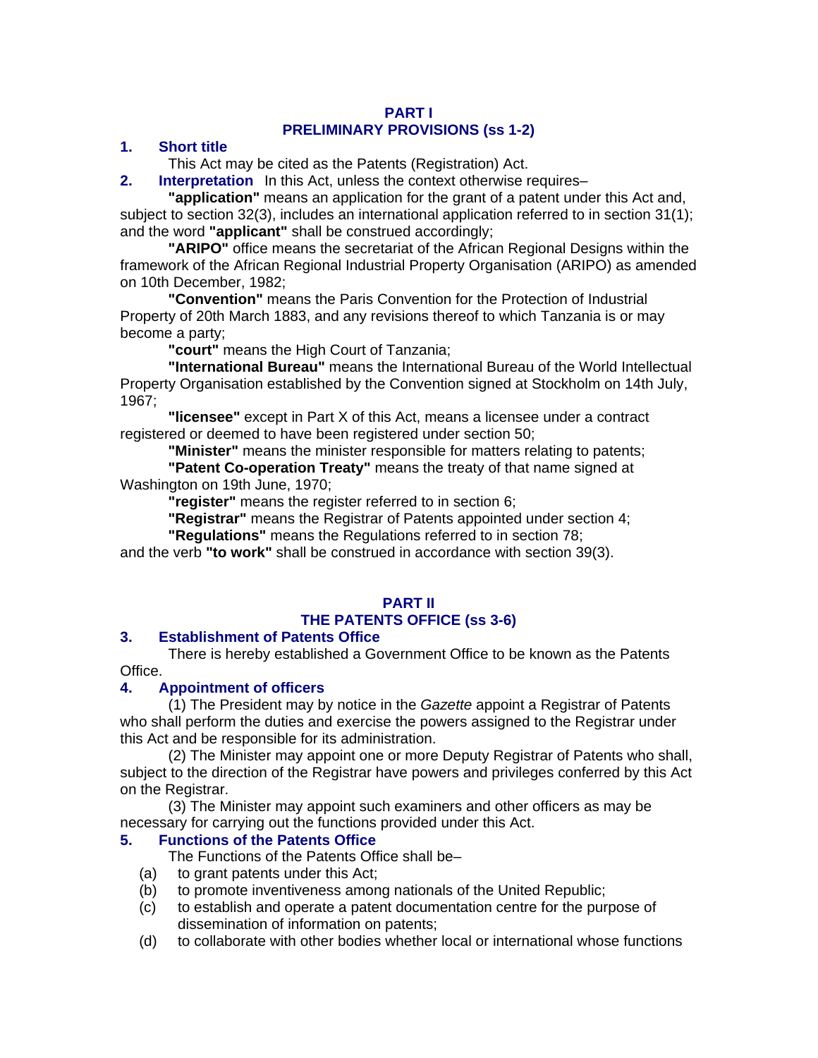## PART I
## PRELIMINARY PROVISIONS (ss 1-2)

**1. Short title**

This Act may be cited as the Patents (Registration) Act.

**2. Interpretation** In this Act, unless the context otherwise requires–

**"application"** means an application for the grant of a patent under this Act and, subject to section 32(3), includes an international application referred to in section 31(1); and the word **"applicant"** shall be construed accordingly;

**"ARIPO"** office means the secretariat of the African Regional Designs within the framework of the African Regional Industrial Property Organisation (ARIPO) as amended on 10th December, 1982;

**"Convention"** means the Paris Convention for the Protection of Industrial Property of 20th March 1883, and any revisions thereof to which Tanzania is or may become a party;

**"court"** means the High Court of Tanzania;

**"International Bureau"** means the International Bureau of the World Intellectual Property Organisation established by the Convention signed at Stockholm on 14th July, 1967;

**"licensee"** except in Part X of this Act, means a licensee under a contract registered or deemed to have been registered under section 50;

**"Minister"** means the minister responsible for matters relating to patents;

**"Patent Co-operation Treaty"** means the treaty of that name signed at Washington on 19th June, 1970;

**"register"** means the register referred to in section 6;

**"Registrar"** means the Registrar of Patents appointed under section 4;

**"Regulations"** means the Regulations referred to in section 78;

and the verb **"to work"** shall be construed in accordance with section 39(3).

## PART II
## THE PATENTS OFFICE (ss 3-6)

**3. Establishment of Patents Office**

There is hereby established a Government Office to be known as the Patents Office.

**4. Appointment of officers**

(1) The President may by notice in the *Gazette* appoint a Registrar of Patents who shall perform the duties and exercise the powers assigned to the Registrar under this Act and be responsible for its administration.

(2) The Minister may appoint one or more Deputy Registrar of Patents who shall, subject to the direction of the Registrar have powers and privileges conferred by this Act on the Registrar.

(3) The Minister may appoint such examiners and other officers as may be necessary for carrying out the functions provided under this Act.

**5. Functions of the Patents Office**

The Functions of the Patents Office shall be–

(a) to grant patents under this Act;

(b) to promote inventiveness among nationals of the United Republic;

(c) to establish and operate a patent documentation centre for the purpose of dissemination of information on patents;

(d) to collaborate with other bodies whether local or international whose functions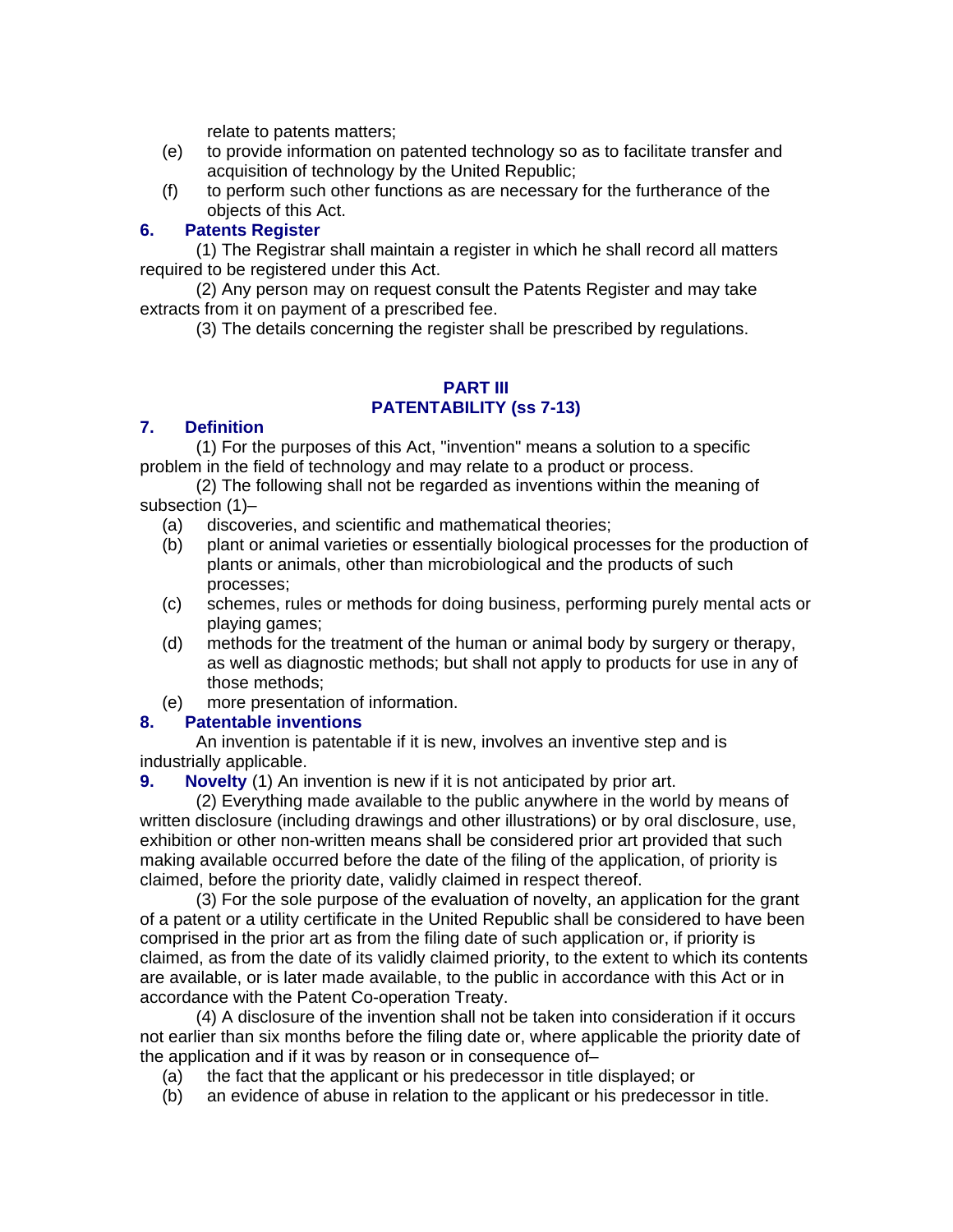relate to patents matters;

(e) to provide information on patented technology so as to facilitate transfer and acquisition of technology by the United Republic;

(f) to perform such other functions as are necessary for the furtherance of the objects of this Act.

### 6. Patents Register

(1) The Registrar shall maintain a register in which he shall record all matters required to be registered under this Act.

(2) Any person may on request consult the Patents Register and may take extracts from it on payment of a prescribed fee.

(3) The details concerning the register shall be prescribed by regulations.

## PART III
## PATENTABILITY (ss 7-13)

### 7. Definition

(1) For the purposes of this Act, "invention" means a solution to a specific problem in the field of technology and may relate to a product or process.

(2) The following shall not be regarded as inventions within the meaning of subsection (1)–

(a) discoveries, and scientific and mathematical theories;

(b) plant or animal varieties or essentially biological processes for the production of plants or animals, other than microbiological and the products of such processes;

(c) schemes, rules or methods for doing business, performing purely mental acts or playing games;

(d) methods for the treatment of the human or animal body by surgery or therapy, as well as diagnostic methods; but shall not apply to products for use in any of those methods;

(e) more presentation of information.

### 8. Patentable inventions

An invention is patentable if it is new, involves an inventive step and is industrially applicable.

**9. Novelty** (1) An invention is new if it is not anticipated by prior art.

(2) Everything made available to the public anywhere in the world by means of written disclosure (including drawings and other illustrations) or by oral disclosure, use, exhibition or other non-written means shall be considered prior art provided that such making available occurred before the date of the filing of the application, of priority is claimed, before the priority date, validly claimed in respect thereof.

(3) For the sole purpose of the evaluation of novelty, an application for the grant of a patent or a utility certificate in the United Republic shall be considered to have been comprised in the prior art as from the filing date of such application or, if priority is claimed, as from the date of its validly claimed priority, to the extent to which its contents are available, or is later made available, to the public in accordance with this Act or in accordance with the Patent Co-operation Treaty.

(4) A disclosure of the invention shall not be taken into consideration if it occurs not earlier than six months before the filing date or, where applicable the priority date of the application and if it was by reason or in consequence of–

(a) the fact that the applicant or his predecessor in title displayed; or

(b) an evidence of abuse in relation to the applicant or his predecessor in title.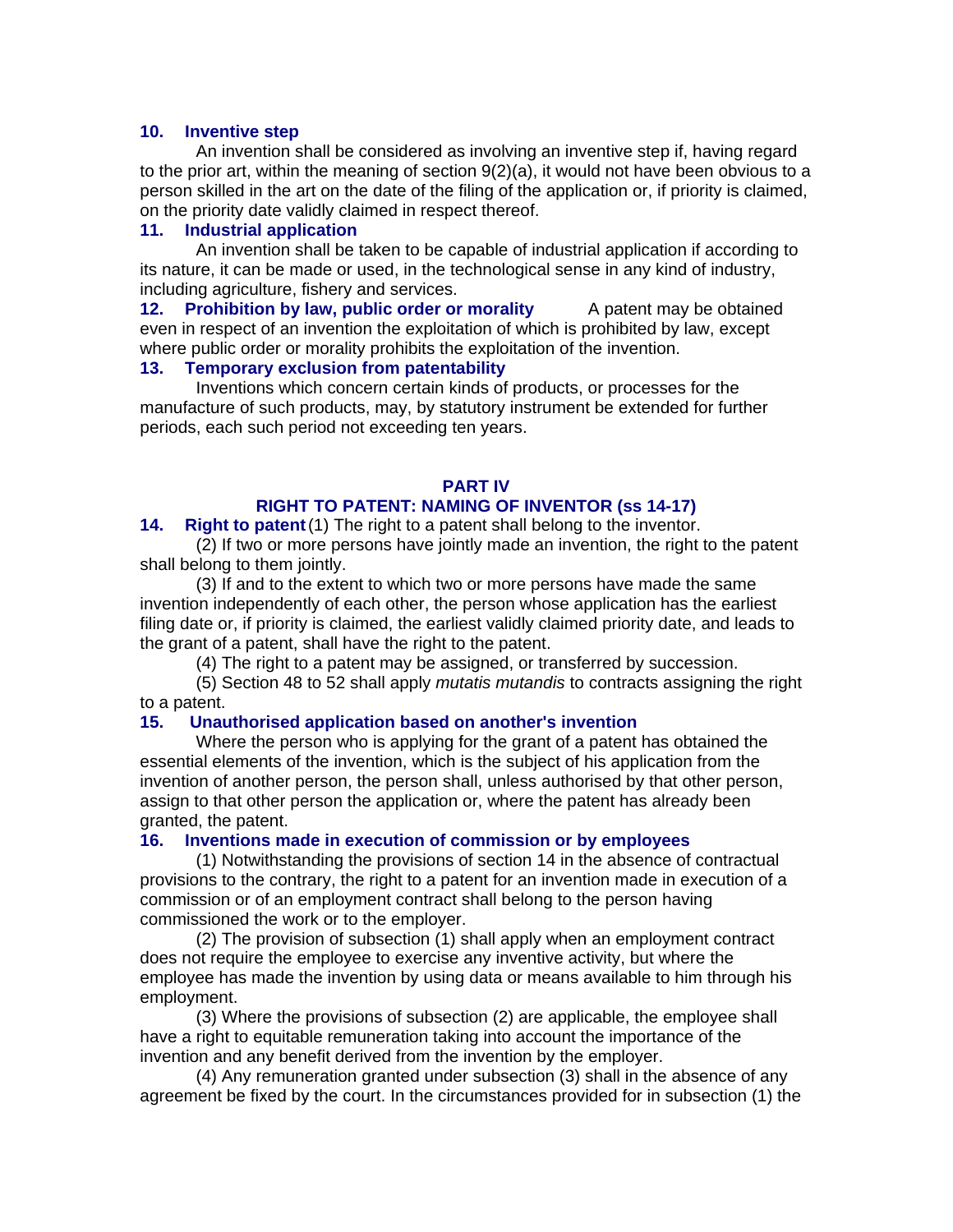### 10. Inventive step

An invention shall be considered as involving an inventive step if, having regard to the prior art, within the meaning of section 9(2)(a), it would not have been obvious to a person skilled in the art on the date of the filing of the application or, if priority is claimed, on the priority date validly claimed in respect thereof.

### 11. Industrial application

An invention shall be taken to be capable of industrial application if according to its nature, it can be made or used, in the technological sense in any kind of industry, including agriculture, fishery and services.

### 12. Prohibition by law, public order or morality

A patent may be obtained even in respect of an invention the exploitation of which is prohibited by law, except where public order or morality prohibits the exploitation of the invention.

### 13. Temporary exclusion from patentability

Inventions which concern certain kinds of products, or processes for the manufacture of such products, may, by statutory instrument be extended for further periods, each such period not exceeding ten years.

## PART IV

## RIGHT TO PATENT: NAMING OF INVENTOR (ss 14-17)

### 14. Right to patent

(1) The right to a patent shall belong to the inventor.

(2) If two or more persons have jointly made an invention, the right to the patent shall belong to them jointly.

(3) If and to the extent to which two or more persons have made the same invention independently of each other, the person whose application has the earliest filing date or, if priority is claimed, the earliest validly claimed priority date, and leads to the grant of a patent, shall have the right to the patent.

(4) The right to a patent may be assigned, or transferred by succession.

(5) Section 48 to 52 shall apply *mutatis mutandis* to contracts assigning the right to a patent.

### 15. Unauthorised application based on another's invention

Where the person who is applying for the grant of a patent has obtained the essential elements of the invention, which is the subject of his application from the invention of another person, the person shall, unless authorised by that other person, assign to that other person the application or, where the patent has already been granted, the patent.

### 16. Inventions made in execution of commission or by employees

(1) Notwithstanding the provisions of section 14 in the absence of contractual provisions to the contrary, the right to a patent for an invention made in execution of a commission or of an employment contract shall belong to the person having commissioned the work or to the employer.

(2) The provision of subsection (1) shall apply when an employment contract does not require the employee to exercise any inventive activity, but where the employee has made the invention by using data or means available to him through his employment.

(3) Where the provisions of subsection (2) are applicable, the employee shall have a right to equitable remuneration taking into account the importance of the invention and any benefit derived from the invention by the employer.

(4) Any remuneration granted under subsection (3) shall in the absence of any agreement be fixed by the court. In the circumstances provided for in subsection (1) the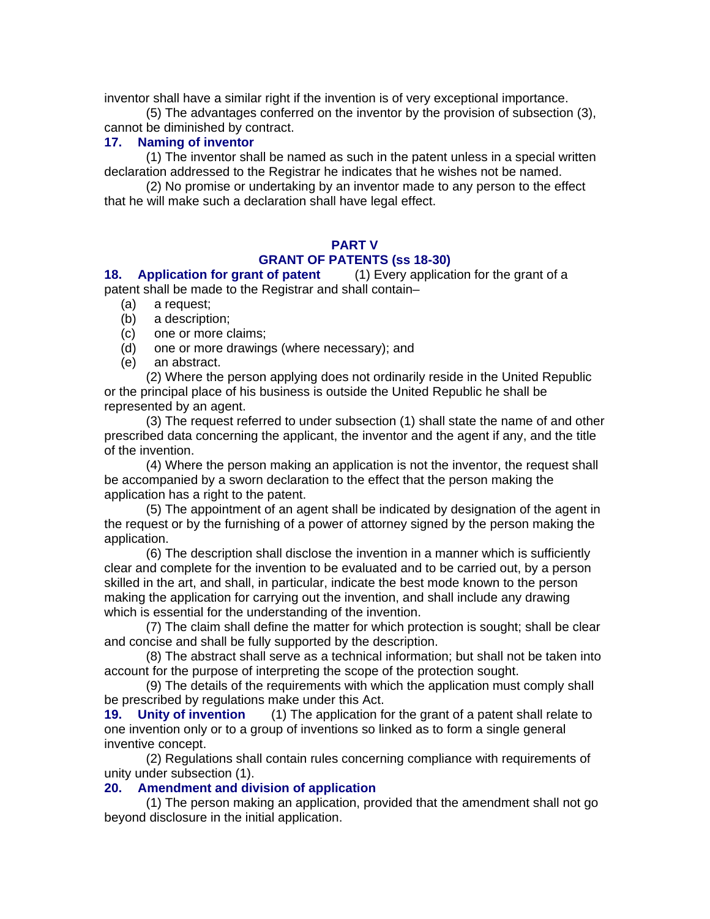inventor shall have a similar right if the invention is of very exceptional importance.

(5) The advantages conferred on the inventor by the provision of subsection (3), cannot be diminished by contract.

**17. Naming of inventor**

(1) The inventor shall be named as such in the patent unless in a special written declaration addressed to the Registrar he indicates that he wishes not be named.

(2) No promise or undertaking by an inventor made to any person to the effect that he will make such a declaration shall have legal effect.

## PART V
## GRANT OF PATENTS (ss 18-30)

**18. Application for grant of patent** (1) Every application for the grant of a patent shall be made to the Registrar and shall contain–

(a) a request;
(b) a description;
(c) one or more claims;
(d) one or more drawings (where necessary); and
(e) an abstract.

(2) Where the person applying does not ordinarily reside in the United Republic or the principal place of his business is outside the United Republic he shall be represented by an agent.

(3) The request referred to under subsection (1) shall state the name of and other prescribed data concerning the applicant, the inventor and the agent if any, and the title of the invention.

(4) Where the person making an application is not the inventor, the request shall be accompanied by a sworn declaration to the effect that the person making the application has a right to the patent.

(5) The appointment of an agent shall be indicated by designation of the agent in the request or by the furnishing of a power of attorney signed by the person making the application.

(6) The description shall disclose the invention in a manner which is sufficiently clear and complete for the invention to be evaluated and to be carried out, by a person skilled in the art, and shall, in particular, indicate the best mode known to the person making the application for carrying out the invention, and shall include any drawing which is essential for the understanding of the invention.

(7) The claim shall define the matter for which protection is sought; shall be clear and concise and shall be fully supported by the description.

(8) The abstract shall serve as a technical information; but shall not be taken into account for the purpose of interpreting the scope of the protection sought.

(9) The details of the requirements with which the application must comply shall be prescribed by regulations make under this Act.

**19. Unity of invention** (1) The application for the grant of a patent shall relate to one invention only or to a group of inventions so linked as to form a single general inventive concept.

(2) Regulations shall contain rules concerning compliance with requirements of unity under subsection (1).

**20. Amendment and division of application**

(1) The person making an application, provided that the amendment shall not go beyond disclosure in the initial application.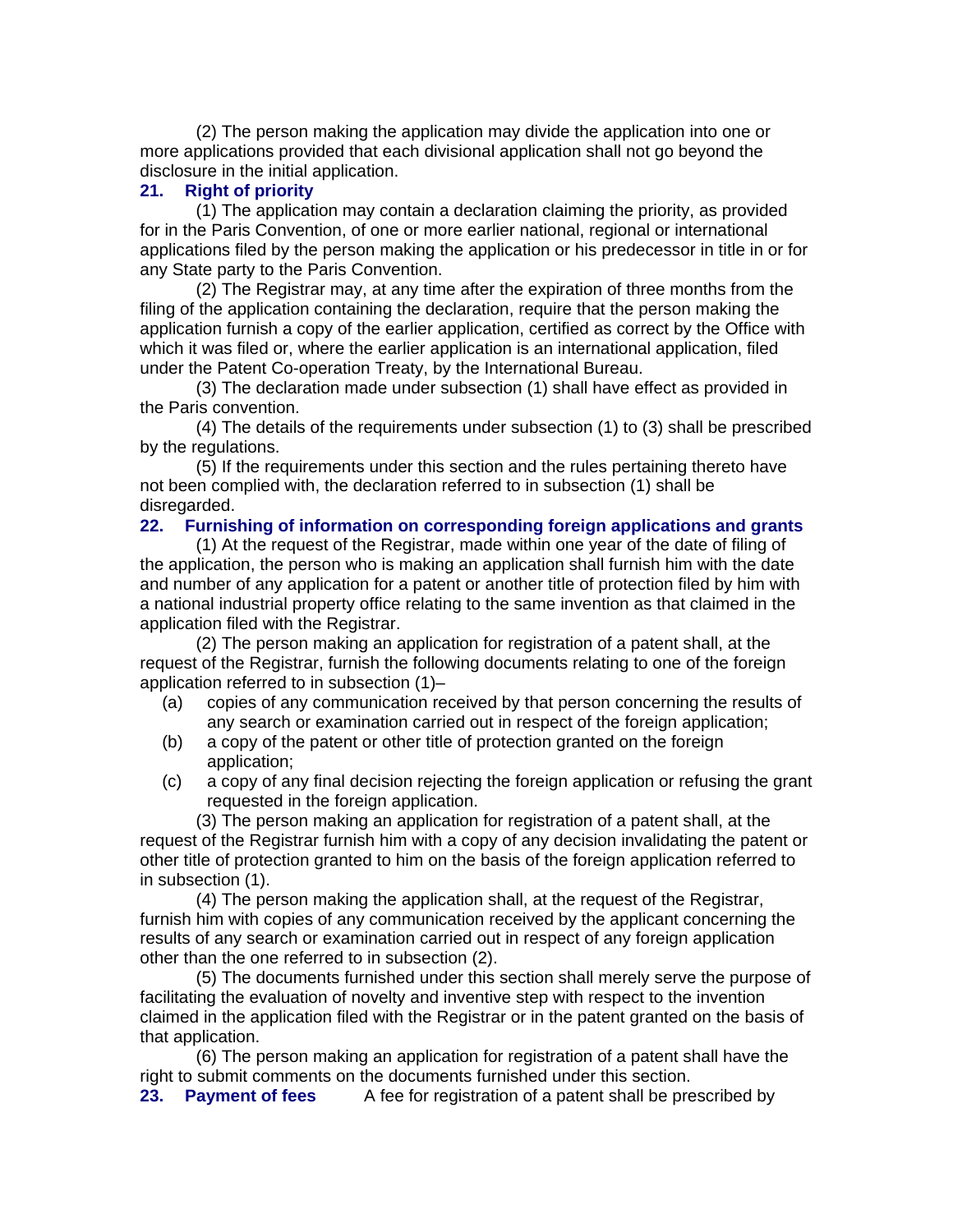(2) The person making the application may divide the application into one or more applications provided that each divisional application shall not go beyond the disclosure in the initial application.

### 21. Right of priority

(1) The application may contain a declaration claiming the priority, as provided for in the Paris Convention, of one or more earlier national, regional or international applications filed by the person making the application or his predecessor in title in or for any State party to the Paris Convention.

(2) The Registrar may, at any time after the expiration of three months from the filing of the application containing the declaration, require that the person making the application furnish a copy of the earlier application, certified as correct by the Office with which it was filed or, where the earlier application is an international application, filed under the Patent Co-operation Treaty, by the International Bureau.

(3) The declaration made under subsection (1) shall have effect as provided in the Paris convention.

(4) The details of the requirements under subsection (1) to (3) shall be prescribed by the regulations.

(5) If the requirements under this section and the rules pertaining thereto have not been complied with, the declaration referred to in subsection (1) shall be disregarded.

### 22. Furnishing of information on corresponding foreign applications and grants

(1) At the request of the Registrar, made within one year of the date of filing of the application, the person who is making an application shall furnish him with the date and number of any application for a patent or another title of protection filed by him with a national industrial property office relating to the same invention as that claimed in the application filed with the Registrar.

(2) The person making an application for registration of a patent shall, at the request of the Registrar, furnish the following documents relating to one of the foreign application referred to in subsection (1)–

(a) copies of any communication received by that person concerning the results of any search or examination carried out in respect of the foreign application;

(b) a copy of the patent or other title of protection granted on the foreign application;

(c) a copy of any final decision rejecting the foreign application or refusing the grant requested in the foreign application.

(3) The person making an application for registration of a patent shall, at the request of the Registrar furnish him with a copy of any decision invalidating the patent or other title of protection granted to him on the basis of the foreign application referred to in subsection (1).

(4) The person making the application shall, at the request of the Registrar, furnish him with copies of any communication received by the applicant concerning the results of any search or examination carried out in respect of any foreign application other than the one referred to in subsection (2).

(5) The documents furnished under this section shall merely serve the purpose of facilitating the evaluation of novelty and inventive step with respect to the invention claimed in the application filed with the Registrar or in the patent granted on the basis of that application.

(6) The person making an application for registration of a patent shall have the right to submit comments on the documents furnished under this section.

### 23. Payment of fees

A fee for registration of a patent shall be prescribed by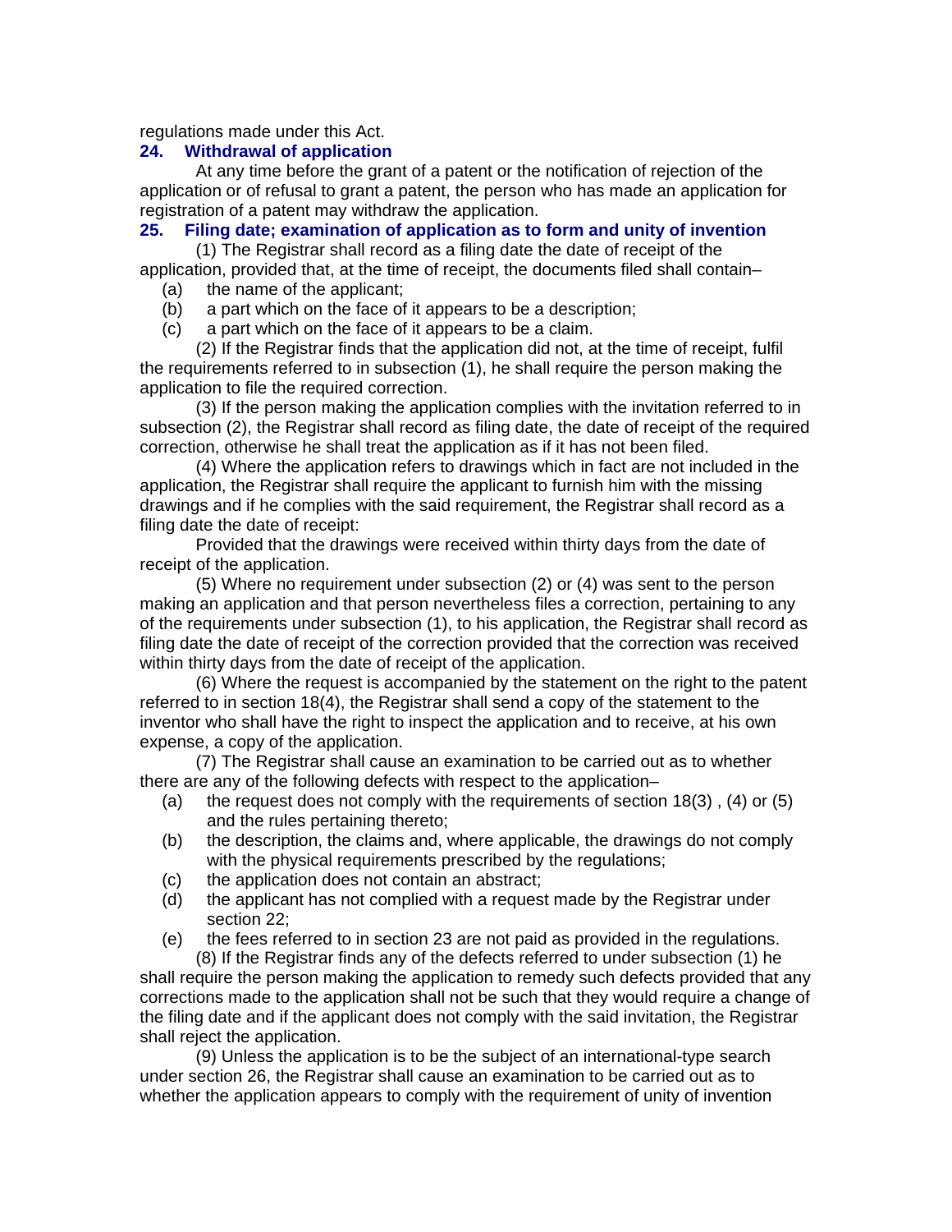regulations made under this Act.

**24. Withdrawal of application**

At any time before the grant of a patent or the notification of rejection of the application or of refusal to grant a patent, the person who has made an application for registration of a patent may withdraw the application.

**25. Filing date; examination of application as to form and unity of invention**

(1) The Registrar shall record as a filing date the date of receipt of the application, provided that, at the time of receipt, the documents filed shall contain–

(a) the name of the applicant;

(b) a part which on the face of it appears to be a description;

(c) a part which on the face of it appears to be a claim.

(2) If the Registrar finds that the application did not, at the time of receipt, fulfil the requirements referred to in subsection (1), he shall require the person making the application to file the required correction.

(3) If the person making the application complies with the invitation referred to in subsection (2), the Registrar shall record as filing date, the date of receipt of the required correction, otherwise he shall treat the application as if it has not been filed.

(4) Where the application refers to drawings which in fact are not included in the application, the Registrar shall require the applicant to furnish him with the missing drawings and if he complies with the said requirement, the Registrar shall record as a filing date the date of receipt:

Provided that the drawings were received within thirty days from the date of receipt of the application.

(5) Where no requirement under subsection (2) or (4) was sent to the person making an application and that person nevertheless files a correction, pertaining to any of the requirements under subsection (1), to his application, the Registrar shall record as filing date the date of receipt of the correction provided that the correction was received within thirty days from the date of receipt of the application.

(6) Where the request is accompanied by the statement on the right to the patent referred to in section 18(4), the Registrar shall send a copy of the statement to the inventor who shall have the right to inspect the application and to receive, at his own expense, a copy of the application.

(7) The Registrar shall cause an examination to be carried out as to whether there are any of the following defects with respect to the application–

(a) the request does not comply with the requirements of section 18(3) , (4) or (5) and the rules pertaining thereto;

(b) the description, the claims and, where applicable, the drawings do not comply with the physical requirements prescribed by the regulations;

(c) the application does not contain an abstract;

(d) the applicant has not complied with a request made by the Registrar under section 22;

(e) the fees referred to in section 23 are not paid as provided in the regulations.

(8) If the Registrar finds any of the defects referred to under subsection (1) he shall require the person making the application to remedy such defects provided that any corrections made to the application shall not be such that they would require a change of the filing date and if the applicant does not comply with the said invitation, the Registrar shall reject the application.

(9) Unless the application is to be the subject of an international-type search under section 26, the Registrar shall cause an examination to be carried out as to whether the application appears to comply with the requirement of unity of invention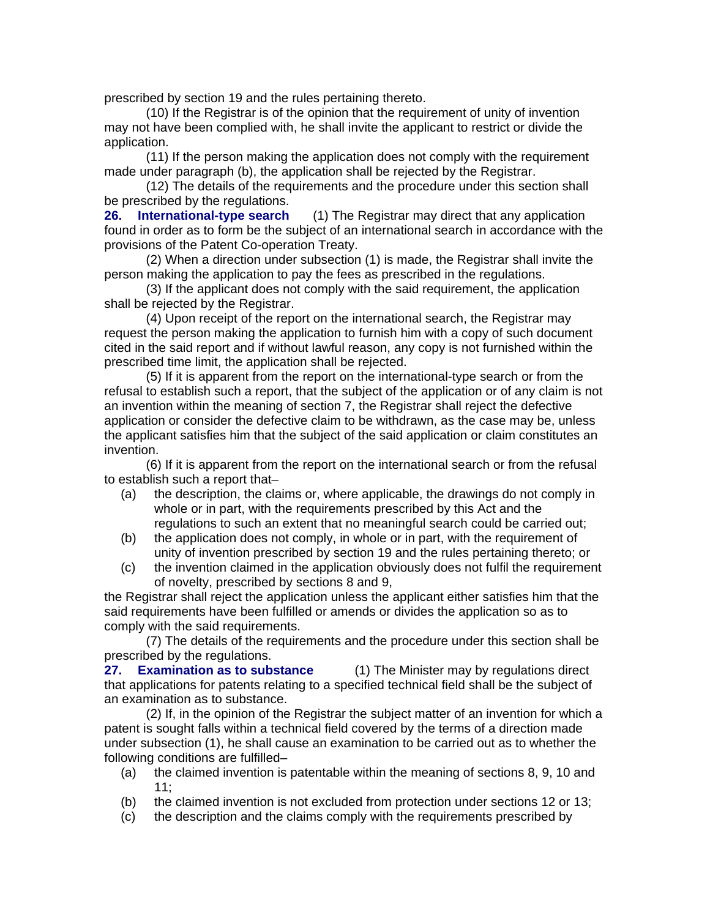prescribed by section 19 and the rules pertaining thereto.

(10) If the Registrar is of the opinion that the requirement of unity of invention may not have been complied with, he shall invite the applicant to restrict or divide the application.

(11) If the person making the application does not comply with the requirement made under paragraph (b), the application shall be rejected by the Registrar.

(12) The details of the requirements and the procedure under this section shall be prescribed by the regulations.

**26. International-type search** (1) The Registrar may direct that any application found in order as to form be the subject of an international search in accordance with the provisions of the Patent Co-operation Treaty.

(2) When a direction under subsection (1) is made, the Registrar shall invite the person making the application to pay the fees as prescribed in the regulations.

(3) If the applicant does not comply with the said requirement, the application shall be rejected by the Registrar.

(4) Upon receipt of the report on the international search, the Registrar may request the person making the application to furnish him with a copy of such document cited in the said report and if without lawful reason, any copy is not furnished within the prescribed time limit, the application shall be rejected.

(5) If it is apparent from the report on the international-type search or from the refusal to establish such a report, that the subject of the application or of any claim is not an invention within the meaning of section 7, the Registrar shall reject the defective application or consider the defective claim to be withdrawn, as the case may be, unless the applicant satisfies him that the subject of the said application or claim constitutes an invention.

(6) If it is apparent from the report on the international search or from the refusal to establish such a report that–

(a) the description, the claims or, where applicable, the drawings do not comply in whole or in part, with the requirements prescribed by this Act and the regulations to such an extent that no meaningful search could be carried out;

(b) the application does not comply, in whole or in part, with the requirement of unity of invention prescribed by section 19 and the rules pertaining thereto; or

(c) the invention claimed in the application obviously does not fulfil the requirement of novelty, prescribed by sections 8 and 9,

the Registrar shall reject the application unless the applicant either satisfies him that the said requirements have been fulfilled or amends or divides the application so as to comply with the said requirements.

(7) The details of the requirements and the procedure under this section shall be prescribed by the regulations.

**27. Examination as to substance** (1) The Minister may by regulations direct that applications for patents relating to a specified technical field shall be the subject of an examination as to substance.

(2) If, in the opinion of the Registrar the subject matter of an invention for which a patent is sought falls within a technical field covered by the terms of a direction made under subsection (1), he shall cause an examination to be carried out as to whether the following conditions are fulfilled–

(a) the claimed invention is patentable within the meaning of sections 8, 9, 10 and 11;

(b) the claimed invention is not excluded from protection under sections 12 or 13;

(c) the description and the claims comply with the requirements prescribed by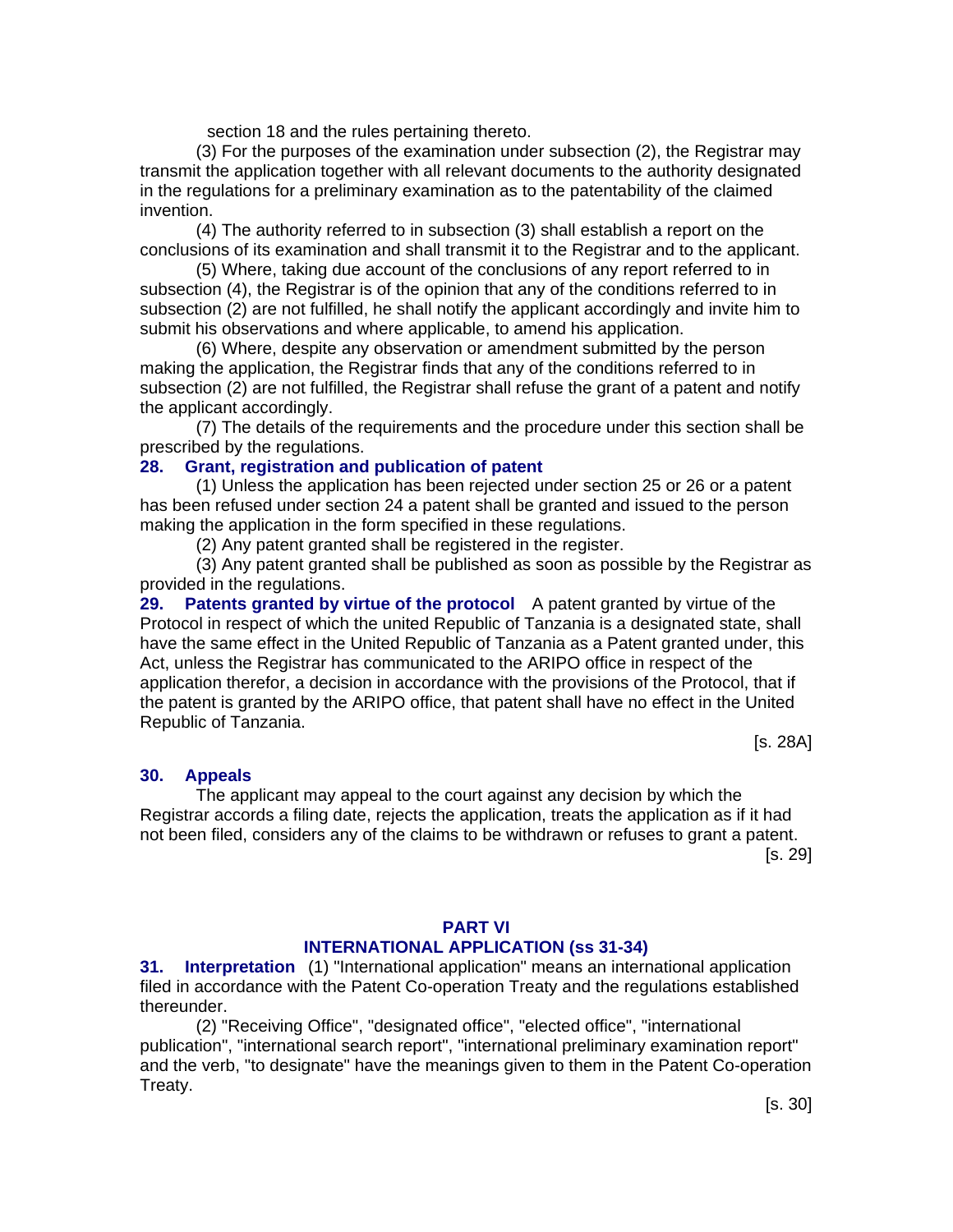section 18 and the rules pertaining thereto.

(3) For the purposes of the examination under subsection (2), the Registrar may transmit the application together with all relevant documents to the authority designated in the regulations for a preliminary examination as to the patentability of the claimed invention.

(4) The authority referred to in subsection (3) shall establish a report on the conclusions of its examination and shall transmit it to the Registrar and to the applicant.

(5) Where, taking due account of the conclusions of any report referred to in subsection (4), the Registrar is of the opinion that any of the conditions referred to in subsection (2) are not fulfilled, he shall notify the applicant accordingly and invite him to submit his observations and where applicable, to amend his application.

(6) Where, despite any observation or amendment submitted by the person making the application, the Registrar finds that any of the conditions referred to in subsection (2) are not fulfilled, the Registrar shall refuse the grant of a patent and notify the applicant accordingly.

(7) The details of the requirements and the procedure under this section shall be prescribed by the regulations.

**28. Grant, registration and publication of patent**

(1) Unless the application has been rejected under section 25 or 26 or a patent has been refused under section 24 a patent shall be granted and issued to the person making the application in the form specified in these regulations.

(2) Any patent granted shall be registered in the register.

(3) Any patent granted shall be published as soon as possible by the Registrar as provided in the regulations.

**29. Patents granted by virtue of the protocol** A patent granted by virtue of the Protocol in respect of which the united Republic of Tanzania is a designated state, shall have the same effect in the United Republic of Tanzania as a Patent granted under, this Act, unless the Registrar has communicated to the ARIPO office in respect of the application therefor, a decision in accordance with the provisions of the Protocol, that if the patent is granted by the ARIPO office, that patent shall have no effect in the United Republic of Tanzania.

[s. 28A]

**30. Appeals**

The applicant may appeal to the court against any decision by which the Registrar accords a filing date, rejects the application, treats the application as if it had not been filed, considers any of the claims to be withdrawn or refuses to grant a patent.

[s. 29]

## PART VI
## INTERNATIONAL APPLICATION (ss 31-34)

**31. Interpretation** (1) "International application" means an international application filed in accordance with the Patent Co-operation Treaty and the regulations established thereunder.

(2) "Receiving Office", "designated office", "elected office", "international publication", "international search report", "international preliminary examination report" and the verb, "to designate" have the meanings given to them in the Patent Co-operation Treaty.

[s. 30]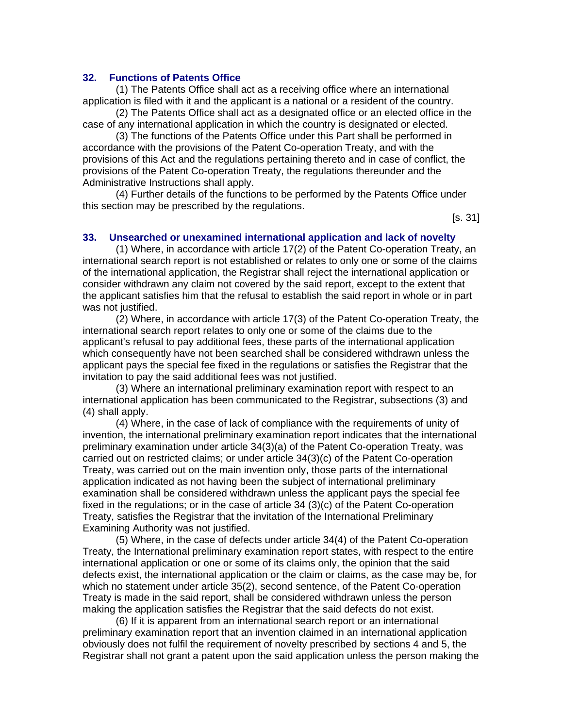### 32. Functions of Patents Office

(1) The Patents Office shall act as a receiving office where an international application is filed with it and the applicant is a national or a resident of the country.

(2) The Patents Office shall act as a designated office or an elected office in the case of any international application in which the country is designated or elected.

(3) The functions of the Patents Office under this Part shall be performed in accordance with the provisions of the Patent Co-operation Treaty, and with the provisions of this Act and the regulations pertaining thereto and in case of conflict, the provisions of the Patent Co-operation Treaty, the regulations thereunder and the Administrative Instructions shall apply.

(4) Further details of the functions to be performed by the Patents Office under this section may be prescribed by the regulations.

[s. 31]

### 33. Unsearched or unexamined international application and lack of novelty

(1) Where, in accordance with article 17(2) of the Patent Co-operation Treaty, an international search report is not established or relates to only one or some of the claims of the international application, the Registrar shall reject the international application or consider withdrawn any claim not covered by the said report, except to the extent that the applicant satisfies him that the refusal to establish the said report in whole or in part was not justified.

(2) Where, in accordance with article 17(3) of the Patent Co-operation Treaty, the international search report relates to only one or some of the claims due to the applicant's refusal to pay additional fees, these parts of the international application which consequently have not been searched shall be considered withdrawn unless the applicant pays the special fee fixed in the regulations or satisfies the Registrar that the invitation to pay the said additional fees was not justified.

(3) Where an international preliminary examination report with respect to an international application has been communicated to the Registrar, subsections (3) and (4) shall apply.

(4) Where, in the case of lack of compliance with the requirements of unity of invention, the international preliminary examination report indicates that the international preliminary examination under article 34(3)(a) of the Patent Co-operation Treaty, was carried out on restricted claims; or under article 34(3)(c) of the Patent Co-operation Treaty, was carried out on the main invention only, those parts of the international application indicated as not having been the subject of international preliminary examination shall be considered withdrawn unless the applicant pays the special fee fixed in the regulations; or in the case of article 34 (3)(c) of the Patent Co-operation Treaty, satisfies the Registrar that the invitation of the International Preliminary Examining Authority was not justified.

(5) Where, in the case of defects under article 34(4) of the Patent Co-operation Treaty, the International preliminary examination report states, with respect to the entire international application or one or some of its claims only, the opinion that the said defects exist, the international application or the claim or claims, as the case may be, for which no statement under article 35(2), second sentence, of the Patent Co-operation Treaty is made in the said report, shall be considered withdrawn unless the person making the application satisfies the Registrar that the said defects do not exist.

(6) If it is apparent from an international search report or an international preliminary examination report that an invention claimed in an international application obviously does not fulfil the requirement of novelty prescribed by sections 4 and 5, the Registrar shall not grant a patent upon the said application unless the person making the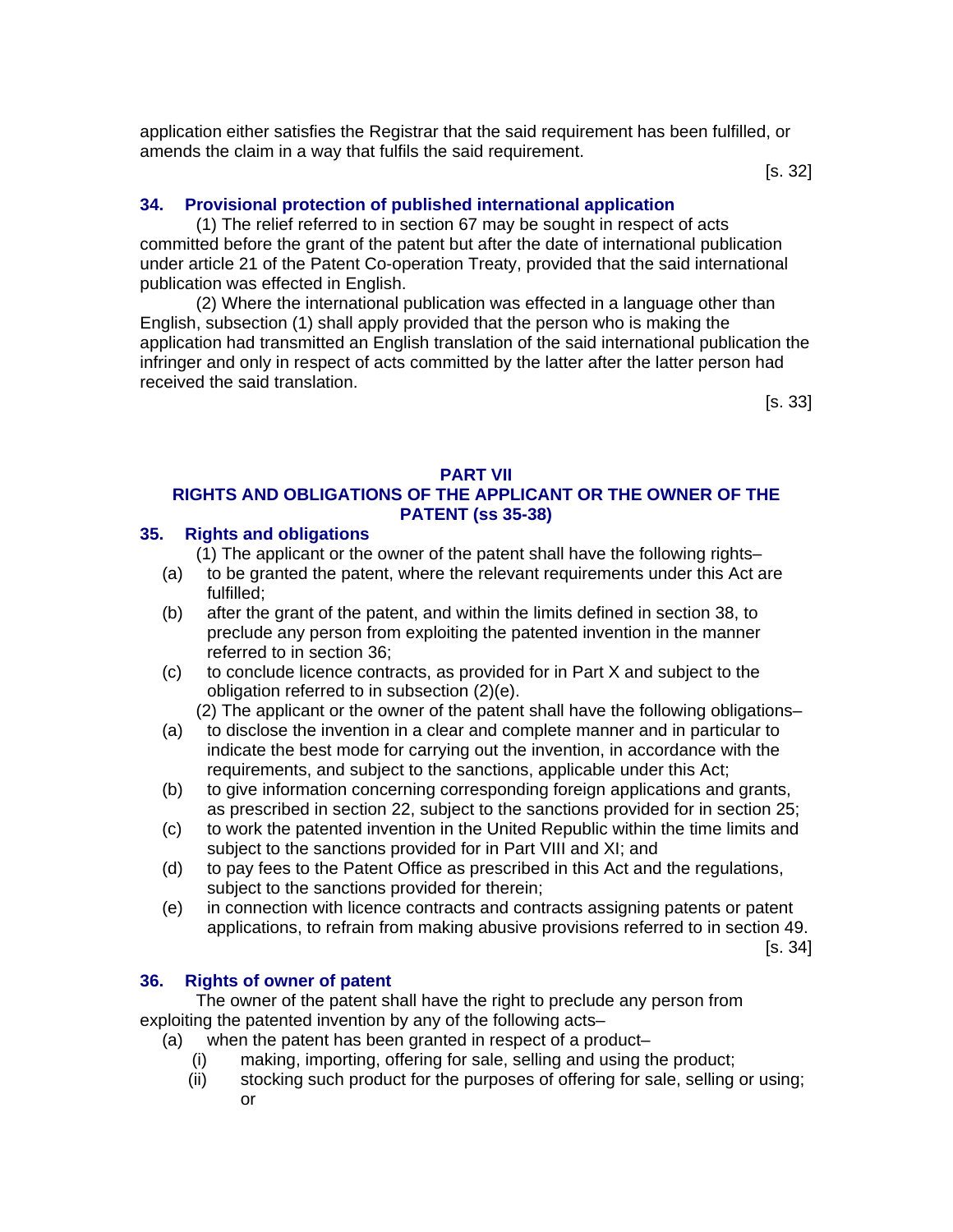application either satisfies the Registrar that the said requirement has been fulfilled, or amends the claim in a way that fulfils the said requirement.

[s. 32]

### 34. Provisional protection of published international application

(1) The relief referred to in section 67 may be sought in respect of acts committed before the grant of the patent but after the date of international publication under article 21 of the Patent Co-operation Treaty, provided that the said international publication was effected in English.

(2) Where the international publication was effected in a language other than English, subsection (1) shall apply provided that the person who is making the application had transmitted an English translation of the said international publication the infringer and only in respect of acts committed by the latter after the latter person had received the said translation.

[s. 33]

## PART VII
## RIGHTS AND OBLIGATIONS OF THE APPLICANT OR THE OWNER OF THE PATENT (ss 35-38)

### 35. Rights and obligations

(1) The applicant or the owner of the patent shall have the following rights–

(a) to be granted the patent, where the relevant requirements under this Act are fulfilled;

(b) after the grant of the patent, and within the limits defined in section 38, to preclude any person from exploiting the patented invention in the manner referred to in section 36;

(c) to conclude licence contracts, as provided for in Part X and subject to the obligation referred to in subsection (2)(e).

(2) The applicant or the owner of the patent shall have the following obligations–

(a) to disclose the invention in a clear and complete manner and in particular to indicate the best mode for carrying out the invention, in accordance with the requirements, and subject to the sanctions, applicable under this Act;

(b) to give information concerning corresponding foreign applications and grants, as prescribed in section 22, subject to the sanctions provided for in section 25;

(c) to work the patented invention in the United Republic within the time limits and subject to the sanctions provided for in Part VIII and XI; and

(d) to pay fees to the Patent Office as prescribed in this Act and the regulations, subject to the sanctions provided for therein;

(e) in connection with licence contracts and contracts assigning patents or patent applications, to refrain from making abusive provisions referred to in section 49.

[s. 34]

### 36. Rights of owner of patent

The owner of the patent shall have the right to preclude any person from exploiting the patented invention by any of the following acts–

(a) when the patent has been granted in respect of a product–

(i) making, importing, offering for sale, selling and using the product;

(ii) stocking such product for the purposes of offering for sale, selling or using; or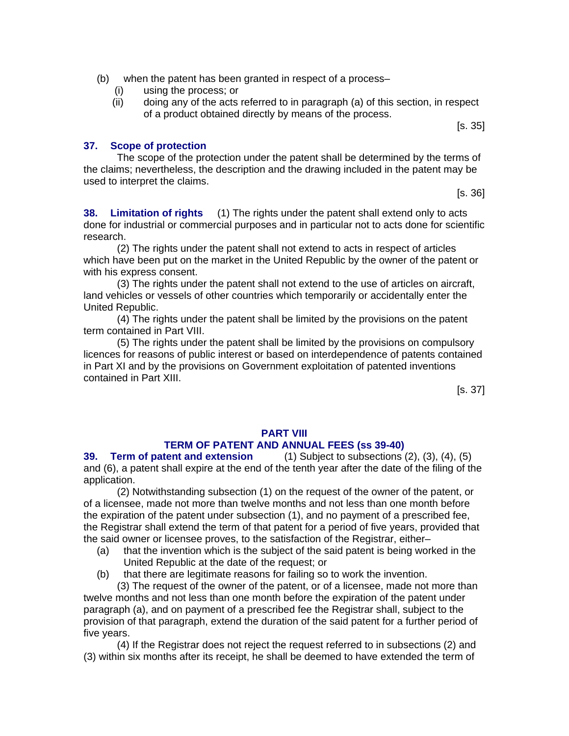(b) when the patent has been granted in respect of a process–

(i) using the process; or

(ii) doing any of the acts referred to in paragraph (a) of this section, in respect of a product obtained directly by means of the process.

[s. 35]

**37. Scope of protection**

The scope of the protection under the patent shall be determined by the terms of the claims; nevertheless, the description and the drawing included in the patent may be used to interpret the claims.

[s. 36]

**38. Limitation of rights** (1) The rights under the patent shall extend only to acts done for industrial or commercial purposes and in particular not to acts done for scientific research.

(2) The rights under the patent shall not extend to acts in respect of articles which have been put on the market in the United Republic by the owner of the patent or with his express consent.

(3) The rights under the patent shall not extend to the use of articles on aircraft, land vehicles or vessels of other countries which temporarily or accidentally enter the United Republic.

(4) The rights under the patent shall be limited by the provisions on the patent term contained in Part VIII.

(5) The rights under the patent shall be limited by the provisions on compulsory licences for reasons of public interest or based on interdependence of patents contained in Part XI and by the provisions on Government exploitation of patented inventions contained in Part XIII.

[s. 37]

## PART VIII
## TERM OF PATENT AND ANNUAL FEES (ss 39-40)

**39. Term of patent and extension** (1) Subject to subsections (2), (3), (4), (5) and (6), a patent shall expire at the end of the tenth year after the date of the filing of the application.

(2) Notwithstanding subsection (1) on the request of the owner of the patent, or of a licensee, made not more than twelve months and not less than one month before the expiration of the patent under subsection (1), and no payment of a prescribed fee, the Registrar shall extend the term of that patent for a period of five years, provided that the said owner or licensee proves, to the satisfaction of the Registrar, either–

(a) that the invention which is the subject of the said patent is being worked in the United Republic at the date of the request; or

(b) that there are legitimate reasons for failing so to work the invention.

(3) The request of the owner of the patent, or of a licensee, made not more than twelve months and not less than one month before the expiration of the patent under paragraph (a), and on payment of a prescribed fee the Registrar shall, subject to the provision of that paragraph, extend the duration of the said patent for a further period of five years.

(4) If the Registrar does not reject the request referred to in subsections (2) and (3) within six months after its receipt, he shall be deemed to have extended the term of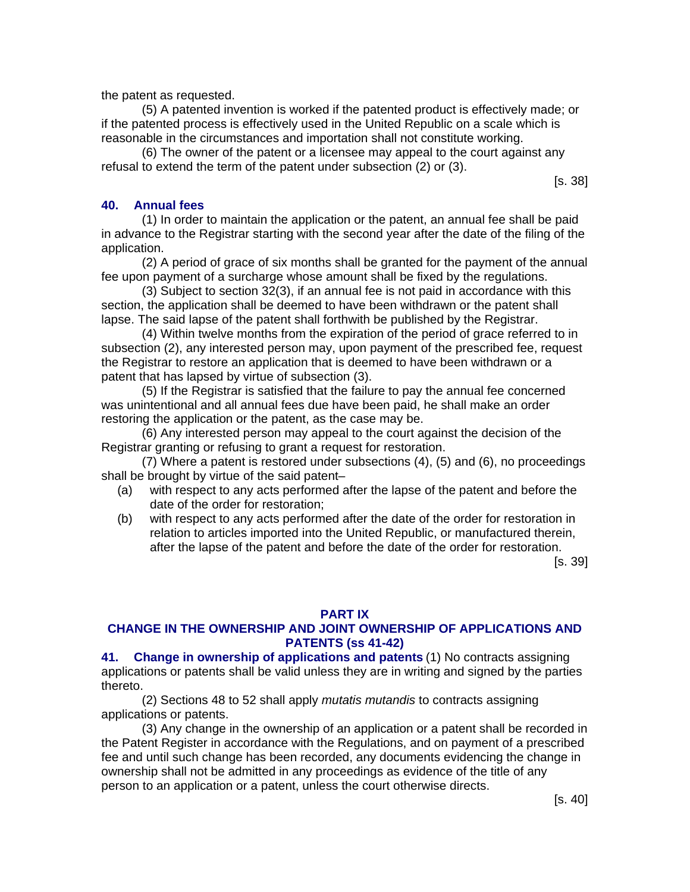the patent as requested.

(5) A patented invention is worked if the patented product is effectively made; or if the patented process is effectively used in the United Republic on a scale which is reasonable in the circumstances and importation shall not constitute working.

(6) The owner of the patent or a licensee may appeal to the court against any refusal to extend the term of the patent under subsection (2) or (3).

[s. 38]

### 40. Annual fees

(1) In order to maintain the application or the patent, an annual fee shall be paid in advance to the Registrar starting with the second year after the date of the filing of the application.

(2) A period of grace of six months shall be granted for the payment of the annual fee upon payment of a surcharge whose amount shall be fixed by the regulations.

(3) Subject to section 32(3), if an annual fee is not paid in accordance with this section, the application shall be deemed to have been withdrawn or the patent shall lapse. The said lapse of the patent shall forthwith be published by the Registrar.

(4) Within twelve months from the expiration of the period of grace referred to in subsection (2), any interested person may, upon payment of the prescribed fee, request the Registrar to restore an application that is deemed to have been withdrawn or a patent that has lapsed by virtue of subsection (3).

(5) If the Registrar is satisfied that the failure to pay the annual fee concerned was unintentional and all annual fees due have been paid, he shall make an order restoring the application or the patent, as the case may be.

(6) Any interested person may appeal to the court against the decision of the Registrar granting or refusing to grant a request for restoration.

(7) Where a patent is restored under subsections (4), (5) and (6), no proceedings shall be brought by virtue of the said patent–

(a) with respect to any acts performed after the lapse of the patent and before the date of the order for restoration;

(b) with respect to any acts performed after the date of the order for restoration in relation to articles imported into the United Republic, or manufactured therein, after the lapse of the patent and before the date of the order for restoration.

[s. 39]

## PART IX
## CHANGE IN THE OWNERSHIP AND JOINT OWNERSHIP OF APPLICATIONS AND PATENTS (ss 41-42)

**41. Change in ownership of applications and patents** (1) No contracts assigning applications or patents shall be valid unless they are in writing and signed by the parties thereto.

(2) Sections 48 to 52 shall apply *mutatis mutandis* to contracts assigning applications or patents.

(3) Any change in the ownership of an application or a patent shall be recorded in the Patent Register in accordance with the Regulations, and on payment of a prescribed fee and until such change has been recorded, any documents evidencing the change in ownership shall not be admitted in any proceedings as evidence of the title of any person to an application or a patent, unless the court otherwise directs.

[s. 40]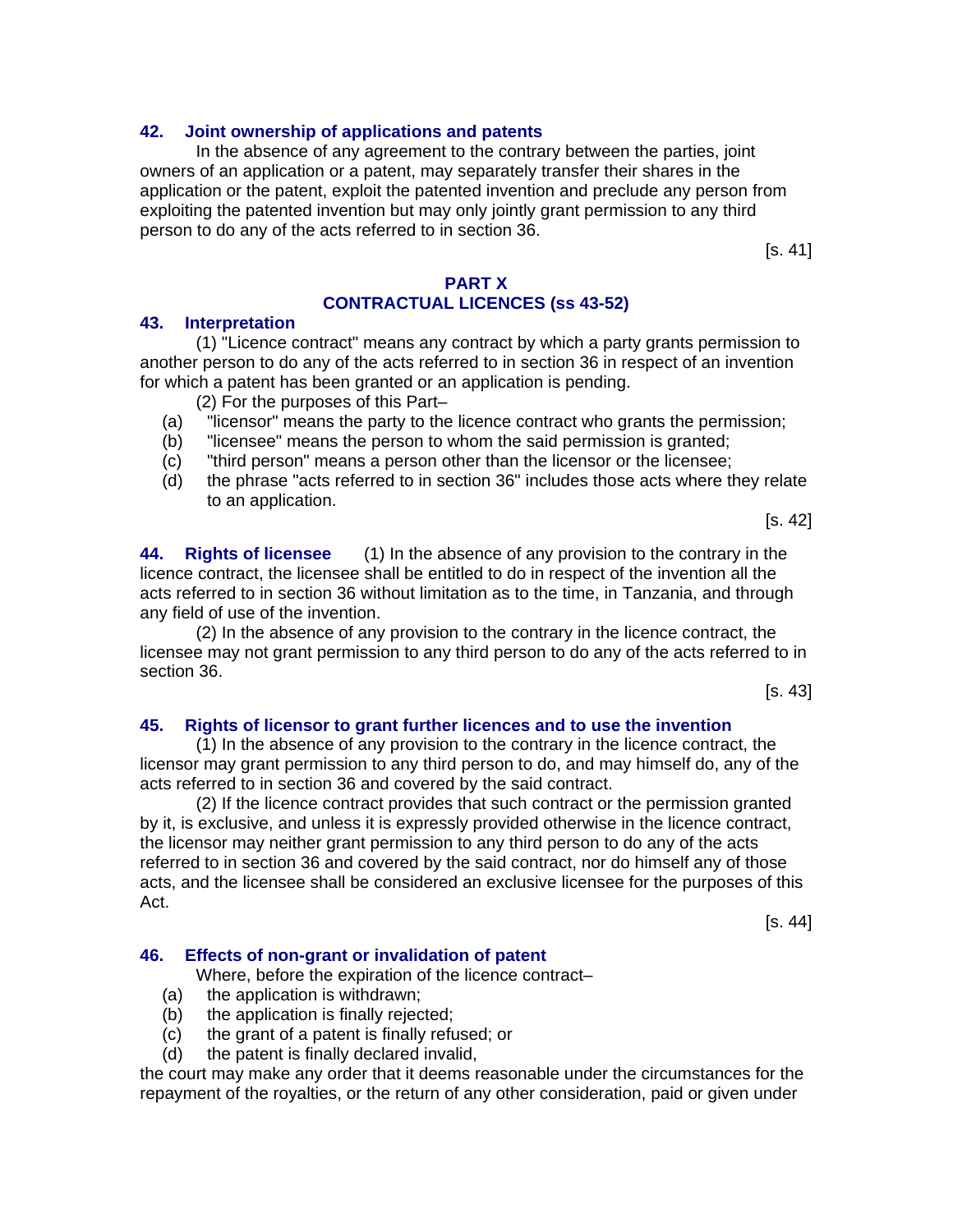**42. Joint ownership of applications and patents**

In the absence of any agreement to the contrary between the parties, joint owners of an application or a patent, may separately transfer their shares in the application or the patent, exploit the patented invention and preclude any person from exploiting the patented invention but may only jointly grant permission to any third person to do any of the acts referred to in section 36.

[s. 41]

## PART X
## CONTRACTUAL LICENCES (ss 43-52)

**43. Interpretation**

(1) "Licence contract" means any contract by which a party grants permission to another person to do any of the acts referred to in section 36 in respect of an invention for which a patent has been granted or an application is pending.

(2) For the purposes of this Part–

(a) "licensor" means the party to the licence contract who grants the permission;

(b) "licensee" means the person to whom the said permission is granted;

(c) "third person" means a person other than the licensor or the licensee;

(d) the phrase "acts referred to in section 36" includes those acts where they relate to an application.

[s. 42]

**44. Rights of licensee** (1) In the absence of any provision to the contrary in the licence contract, the licensee shall be entitled to do in respect of the invention all the acts referred to in section 36 without limitation as to the time, in Tanzania, and through any field of use of the invention.

(2) In the absence of any provision to the contrary in the licence contract, the licensee may not grant permission to any third person to do any of the acts referred to in section 36.

[s. 43]

**45. Rights of licensor to grant further licences and to use the invention**

(1) In the absence of any provision to the contrary in the licence contract, the licensor may grant permission to any third person to do, and may himself do, any of the acts referred to in section 36 and covered by the said contract.

(2) If the licence contract provides that such contract or the permission granted by it, is exclusive, and unless it is expressly provided otherwise in the licence contract, the licensor may neither grant permission to any third person to do any of the acts referred to in section 36 and covered by the said contract, nor do himself any of those acts, and the licensee shall be considered an exclusive licensee for the purposes of this Act.

[s. 44]

**46. Effects of non-grant or invalidation of patent**

Where, before the expiration of the licence contract–

(a) the application is withdrawn;

(b) the application is finally rejected;

(c) the grant of a patent is finally refused; or

(d) the patent is finally declared invalid,

the court may make any order that it deems reasonable under the circumstances for the repayment of the royalties, or the return of any other consideration, paid or given under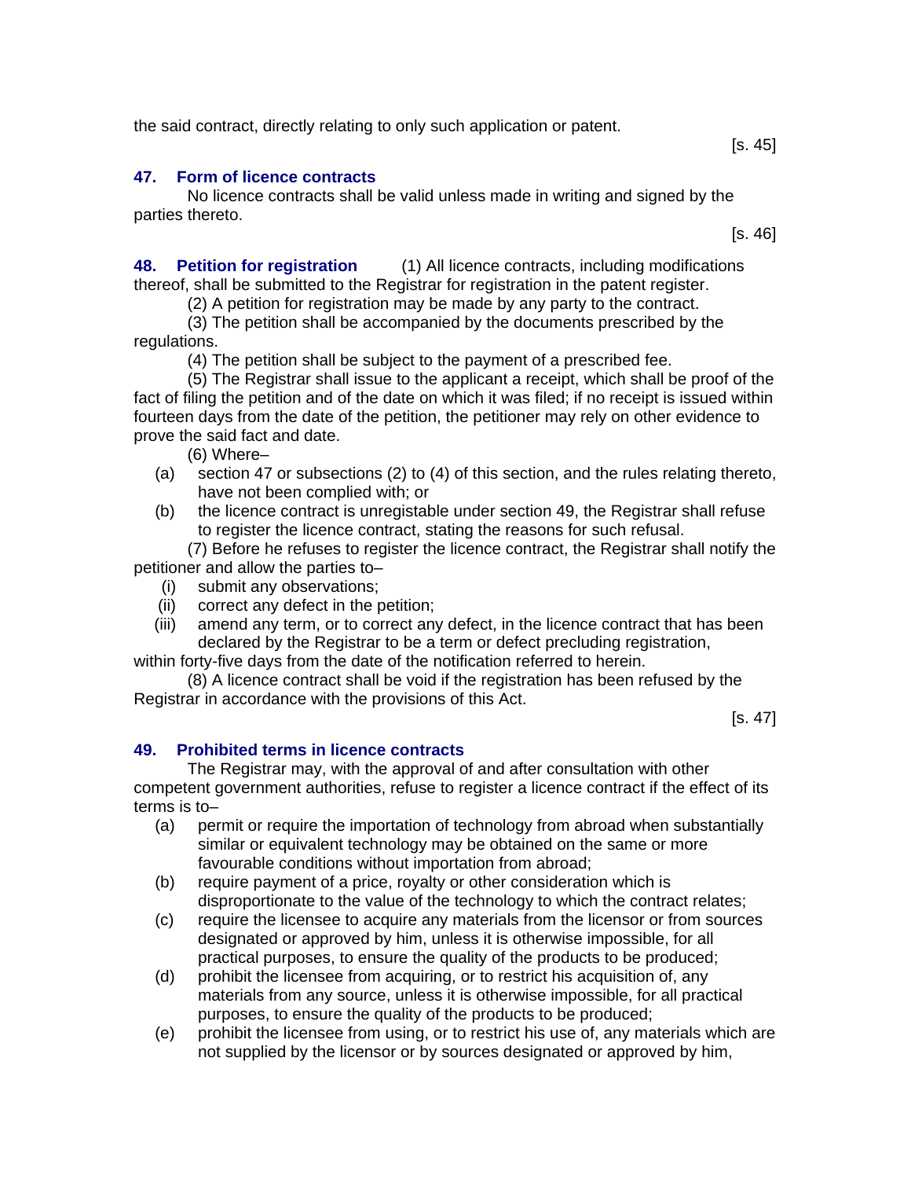the said contract, directly relating to only such application or patent.

[s. 45]

### 47. Form of licence contracts

No licence contracts shall be valid unless made in writing and signed by the parties thereto.

[s. 46]

### 48. Petition for registration

(1) All licence contracts, including modifications thereof, shall be submitted to the Registrar for registration in the patent register.

(2) A petition for registration may be made by any party to the contract.

(3) The petition shall be accompanied by the documents prescribed by the regulations.

(4) The petition shall be subject to the payment of a prescribed fee.

(5) The Registrar shall issue to the applicant a receipt, which shall be proof of the fact of filing the petition and of the date on which it was filed; if no receipt is issued within fourteen days from the date of the petition, the petitioner may rely on other evidence to prove the said fact and date.

(6) Where–

- (a) section 47 or subsections (2) to (4) of this section, and the rules relating thereto, have not been complied with; or
- (b) the licence contract is unregistable under section 49, the Registrar shall refuse to register the licence contract, stating the reasons for such refusal.

(7) Before he refuses to register the licence contract, the Registrar shall notify the petitioner and allow the parties to–

- (i) submit any observations;
- (ii) correct any defect in the petition;
- (iii) amend any term, or to correct any defect, in the licence contract that has been declared by the Registrar to be a term or defect precluding registration,

within forty-five days from the date of the notification referred to herein.

(8) A licence contract shall be void if the registration has been refused by the Registrar in accordance with the provisions of this Act.

[s. 47]

### 49. Prohibited terms in licence contracts

The Registrar may, with the approval of and after consultation with other competent government authorities, refuse to register a licence contract if the effect of its terms is to–

- (a) permit or require the importation of technology from abroad when substantially similar or equivalent technology may be obtained on the same or more favourable conditions without importation from abroad;
- (b) require payment of a price, royalty or other consideration which is disproportionate to the value of the technology to which the contract relates;
- (c) require the licensee to acquire any materials from the licensor or from sources designated or approved by him, unless it is otherwise impossible, for all practical purposes, to ensure the quality of the products to be produced;
- (d) prohibit the licensee from acquiring, or to restrict his acquisition of, any materials from any source, unless it is otherwise impossible, for all practical purposes, to ensure the quality of the products to be produced;
- (e) prohibit the licensee from using, or to restrict his use of, any materials which are not supplied by the licensor or by sources designated or approved by him,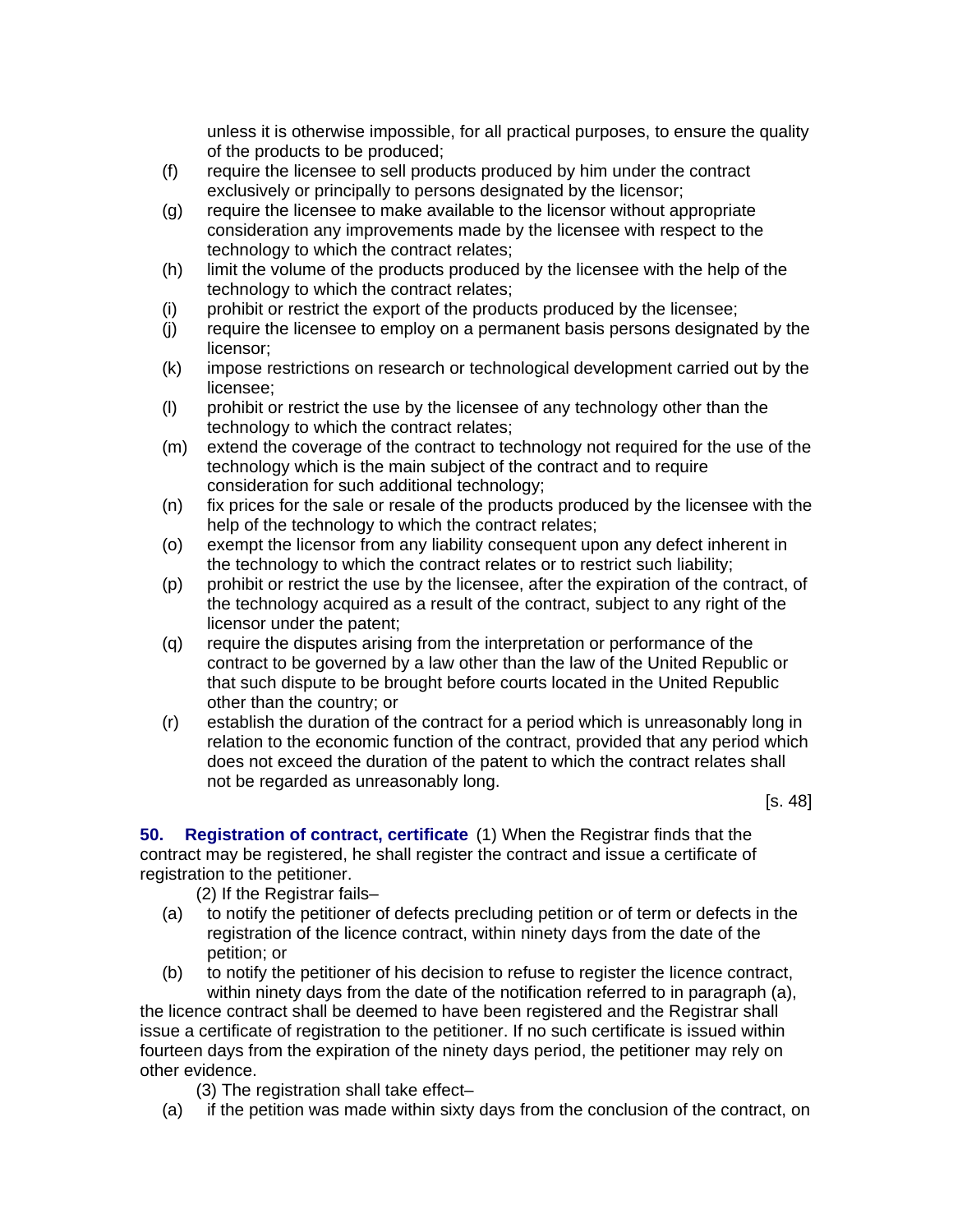unless it is otherwise impossible, for all practical purposes, to ensure the quality of the products to be produced;

(f) require the licensee to sell products produced by him under the contract exclusively or principally to persons designated by the licensor;

(g) require the licensee to make available to the licensor without appropriate consideration any improvements made by the licensee with respect to the technology to which the contract relates;

(h) limit the volume of the products produced by the licensee with the help of the technology to which the contract relates;

(i) prohibit or restrict the export of the products produced by the licensee;

(j) require the licensee to employ on a permanent basis persons designated by the licensor;

(k) impose restrictions on research or technological development carried out by the licensee;

(l) prohibit or restrict the use by the licensee of any technology other than the technology to which the contract relates;

(m) extend the coverage of the contract to technology not required for the use of the technology which is the main subject of the contract and to require consideration for such additional technology;

(n) fix prices for the sale or resale of the products produced by the licensee with the help of the technology to which the contract relates;

(o) exempt the licensor from any liability consequent upon any defect inherent in the technology to which the contract relates or to restrict such liability;

(p) prohibit or restrict the use by the licensee, after the expiration of the contract, of the technology acquired as a result of the contract, subject to any right of the licensor under the patent;

(q) require the disputes arising from the interpretation or performance of the contract to be governed by a law other than the law of the United Republic or that such dispute to be brought before courts located in the United Republic other than the country; or

(r) establish the duration of the contract for a period which is unreasonably long in relation to the economic function of the contract, provided that any period which does not exceed the duration of the patent to which the contract relates shall not be regarded as unreasonably long.

[s. 48]

**50. Registration of contract, certificate** (1) When the Registrar finds that the contract may be registered, he shall register the contract and issue a certificate of registration to the petitioner.

(2) If the Registrar fails–

(a) to notify the petitioner of defects precluding petition or of term or defects in the registration of the licence contract, within ninety days from the date of the petition; or

(b) to notify the petitioner of his decision to refuse to register the licence contract, within ninety days from the date of the notification referred to in paragraph (a),

the licence contract shall be deemed to have been registered and the Registrar shall issue a certificate of registration to the petitioner. If no such certificate is issued within fourteen days from the expiration of the ninety days period, the petitioner may rely on other evidence.

(3) The registration shall take effect–

(a) if the petition was made within sixty days from the conclusion of the contract, on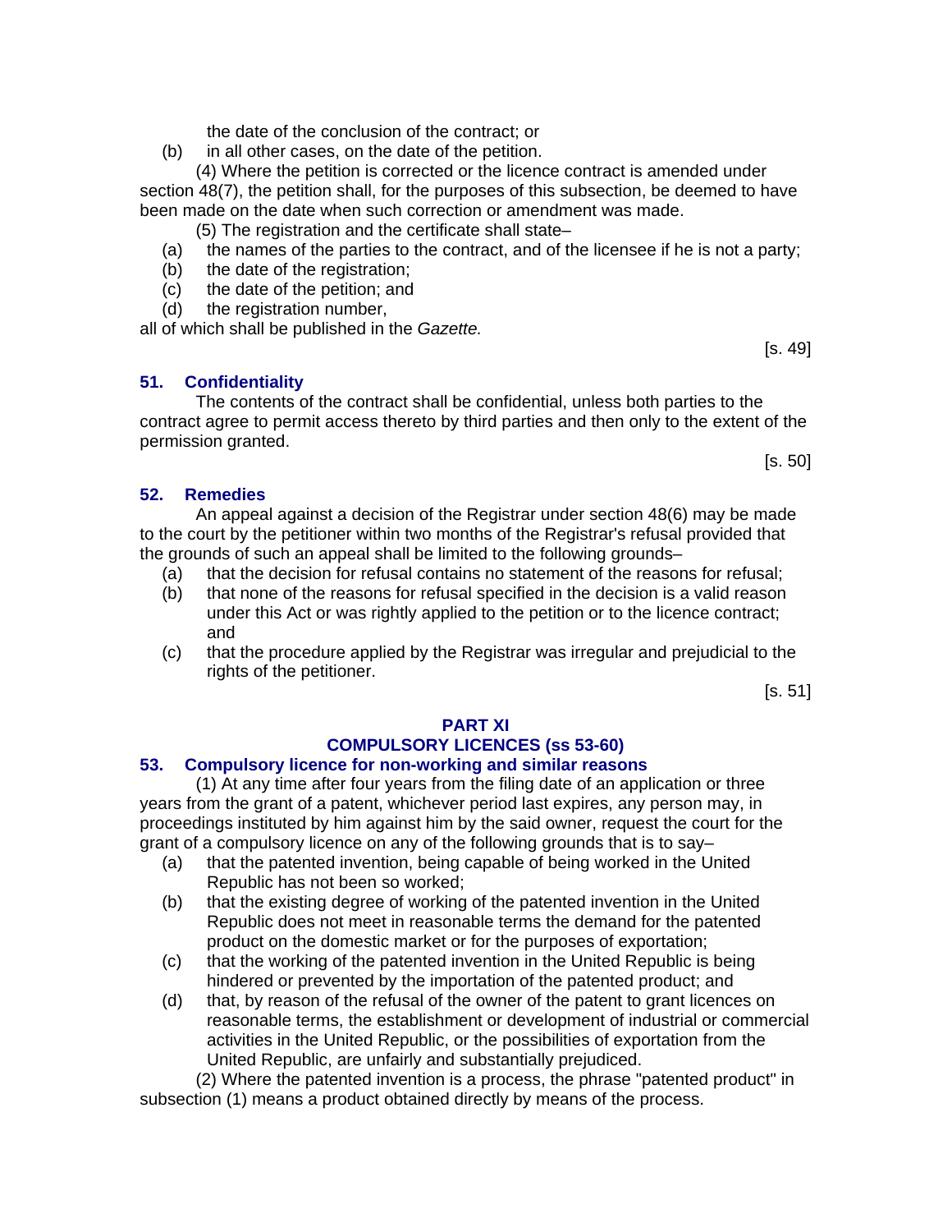the date of the conclusion of the contract; or

(b) in all other cases, on the date of the petition.

(4) Where the petition is corrected or the licence contract is amended under section 48(7), the petition shall, for the purposes of this subsection, be deemed to have been made on the date when such correction or amendment was made.

(5) The registration and the certificate shall state–

(a) the names of the parties to the contract, and of the licensee if he is not a party;

(b) the date of the registration;

(c) the date of the petition; and

(d) the registration number,

all of which shall be published in the *Gazette.*

[s. 49]

### 51. Confidentiality

The contents of the contract shall be confidential, unless both parties to the contract agree to permit access thereto by third parties and then only to the extent of the permission granted.

[s. 50]

### 52. Remedies

An appeal against a decision of the Registrar under section 48(6) may be made to the court by the petitioner within two months of the Registrar's refusal provided that the grounds of such an appeal shall be limited to the following grounds–

(a) that the decision for refusal contains no statement of the reasons for refusal;

(b) that none of the reasons for refusal specified in the decision is a valid reason under this Act or was rightly applied to the petition or to the licence contract; and

(c) that the procedure applied by the Registrar was irregular and prejudicial to the rights of the petitioner.

[s. 51]

## PART XI
## COMPULSORY LICENCES (ss 53-60)

### 53. Compulsory licence for non-working and similar reasons

(1) At any time after four years from the filing date of an application or three years from the grant of a patent, whichever period last expires, any person may, in proceedings instituted by him against him by the said owner, request the court for the grant of a compulsory licence on any of the following grounds that is to say–

(a) that the patented invention, being capable of being worked in the United Republic has not been so worked;

(b) that the existing degree of working of the patented invention in the United Republic does not meet in reasonable terms the demand for the patented product on the domestic market or for the purposes of exportation;

(c) that the working of the patented invention in the United Republic is being hindered or prevented by the importation of the patented product; and

(d) that, by reason of the refusal of the owner of the patent to grant licences on reasonable terms, the establishment or development of industrial or commercial activities in the United Republic, or the possibilities of exportation from the United Republic, are unfairly and substantially prejudiced.

(2) Where the patented invention is a process, the phrase "patented product" in subsection (1) means a product obtained directly by means of the process.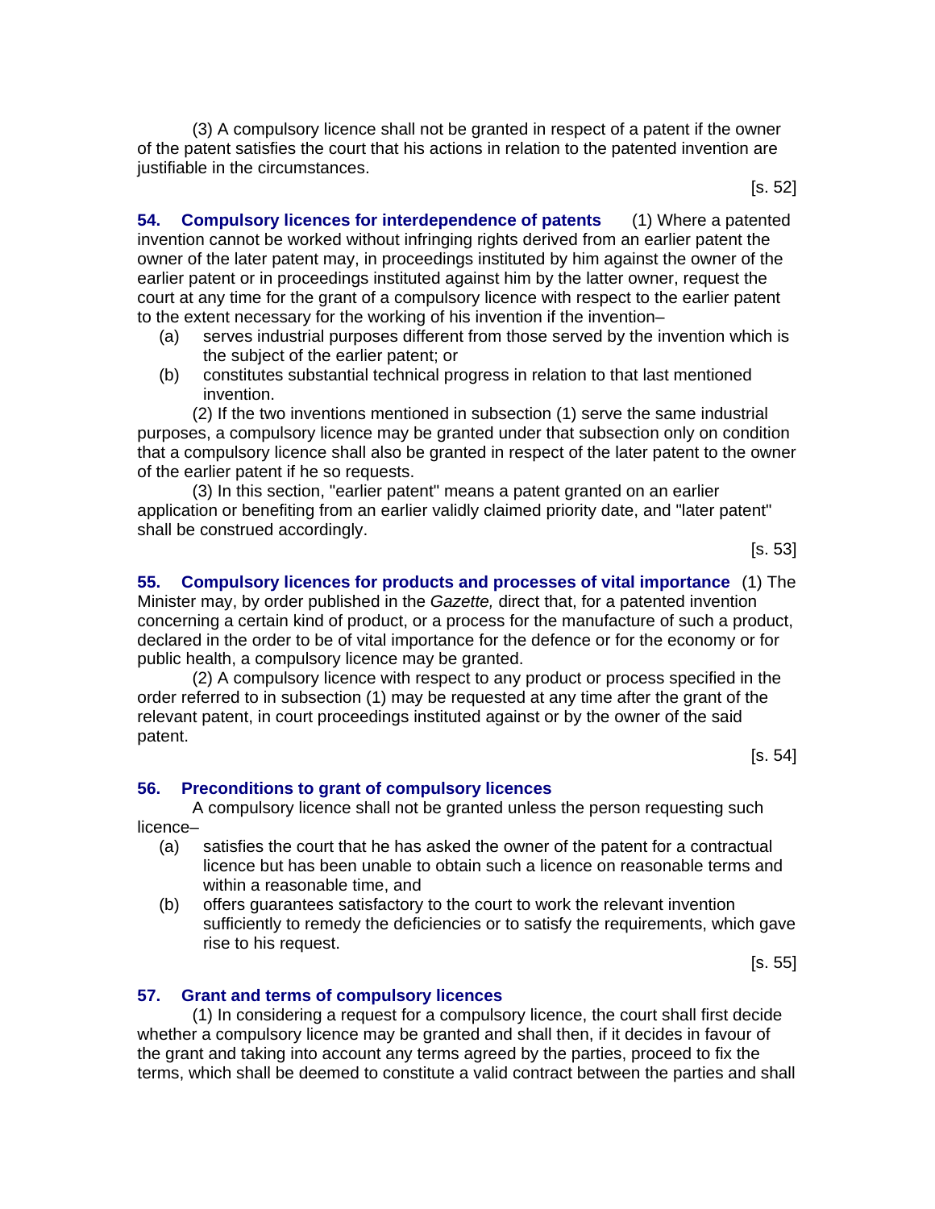(3) A compulsory licence shall not be granted in respect of a patent if the owner of the patent satisfies the court that his actions in relation to the patented invention are justifiable in the circumstances.

[s. 52]

**54. Compulsory licences for interdependence of patents** (1) Where a patented invention cannot be worked without infringing rights derived from an earlier patent the owner of the later patent may, in proceedings instituted by him against the owner of the earlier patent or in proceedings instituted against him by the latter owner, request the court at any time for the grant of a compulsory licence with respect to the earlier patent to the extent necessary for the working of his invention if the invention–

(a) serves industrial purposes different from those served by the invention which is the subject of the earlier patent; or

(b) constitutes substantial technical progress in relation to that last mentioned invention.

(2) If the two inventions mentioned in subsection (1) serve the same industrial purposes, a compulsory licence may be granted under that subsection only on condition that a compulsory licence shall also be granted in respect of the later patent to the owner of the earlier patent if he so requests.

(3) In this section, "earlier patent" means a patent granted on an earlier application or benefiting from an earlier validly claimed priority date, and "later patent" shall be construed accordingly.

[s. 53]

**55. Compulsory licences for products and processes of vital importance** (1) The Minister may, by order published in the *Gazette,* direct that, for a patented invention concerning a certain kind of product, or a process for the manufacture of such a product, declared in the order to be of vital importance for the defence or for the economy or for public health, a compulsory licence may be granted.

(2) A compulsory licence with respect to any product or process specified in the order referred to in subsection (1) may be requested at any time after the grant of the relevant patent, in court proceedings instituted against or by the owner of the said patent.

[s. 54]

**56. Preconditions to grant of compulsory licences**

A compulsory licence shall not be granted unless the person requesting such licence–

(a) satisfies the court that he has asked the owner of the patent for a contractual licence but has been unable to obtain such a licence on reasonable terms and within a reasonable time, and

(b) offers guarantees satisfactory to the court to work the relevant invention sufficiently to remedy the deficiencies or to satisfy the requirements, which gave rise to his request.

[s. 55]

**57. Grant and terms of compulsory licences**

(1) In considering a request for a compulsory licence, the court shall first decide whether a compulsory licence may be granted and shall then, if it decides in favour of the grant and taking into account any terms agreed by the parties, proceed to fix the terms, which shall be deemed to constitute a valid contract between the parties and shall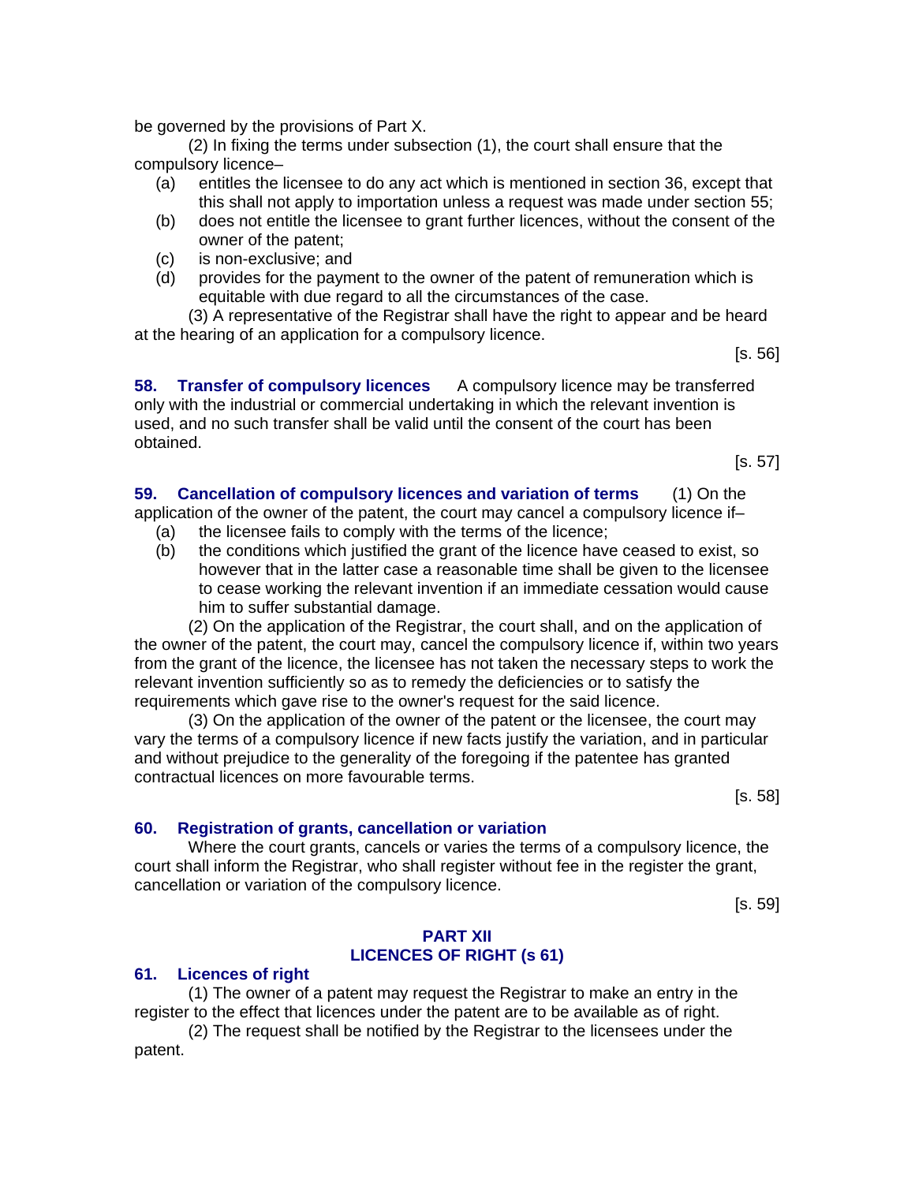be governed by the provisions of Part X.

(2) In fixing the terms under subsection (1), the court shall ensure that the compulsory licence–

(a) entitles the licensee to do any act which is mentioned in section 36, except that this shall not apply to importation unless a request was made under section 55;

(b) does not entitle the licensee to grant further licences, without the consent of the owner of the patent;

(c) is non-exclusive; and

(d) provides for the payment to the owner of the patent of remuneration which is equitable with due regard to all the circumstances of the case.

(3) A representative of the Registrar shall have the right to appear and be heard at the hearing of an application for a compulsory licence.

[s. 56]

**58. Transfer of compulsory licences** A compulsory licence may be transferred only with the industrial or commercial undertaking in which the relevant invention is used, and no such transfer shall be valid until the consent of the court has been obtained.

[s. 57]

**59. Cancellation of compulsory licences and variation of terms** (1) On the application of the owner of the patent, the court may cancel a compulsory licence if–

(a) the licensee fails to comply with the terms of the licence;

(b) the conditions which justified the grant of the licence have ceased to exist, so however that in the latter case a reasonable time shall be given to the licensee to cease working the relevant invention if an immediate cessation would cause him to suffer substantial damage.

(2) On the application of the Registrar, the court shall, and on the application of the owner of the patent, the court may, cancel the compulsory licence if, within two years from the grant of the licence, the licensee has not taken the necessary steps to work the relevant invention sufficiently so as to remedy the deficiencies or to satisfy the requirements which gave rise to the owner's request for the said licence.

(3) On the application of the owner of the patent or the licensee, the court may vary the terms of a compulsory licence if new facts justify the variation, and in particular and without prejudice to the generality of the foregoing if the patentee has granted contractual licences on more favourable terms.

[s. 58]

**60. Registration of grants, cancellation or variation**

Where the court grants, cancels or varies the terms of a compulsory licence, the court shall inform the Registrar, who shall register without fee in the register the grant, cancellation or variation of the compulsory licence.

[s. 59]

## PART XII
## LICENCES OF RIGHT (s 61)

**61. Licences of right**

(1) The owner of a patent may request the Registrar to make an entry in the register to the effect that licences under the patent are to be available as of right.

(2) The request shall be notified by the Registrar to the licensees under the patent.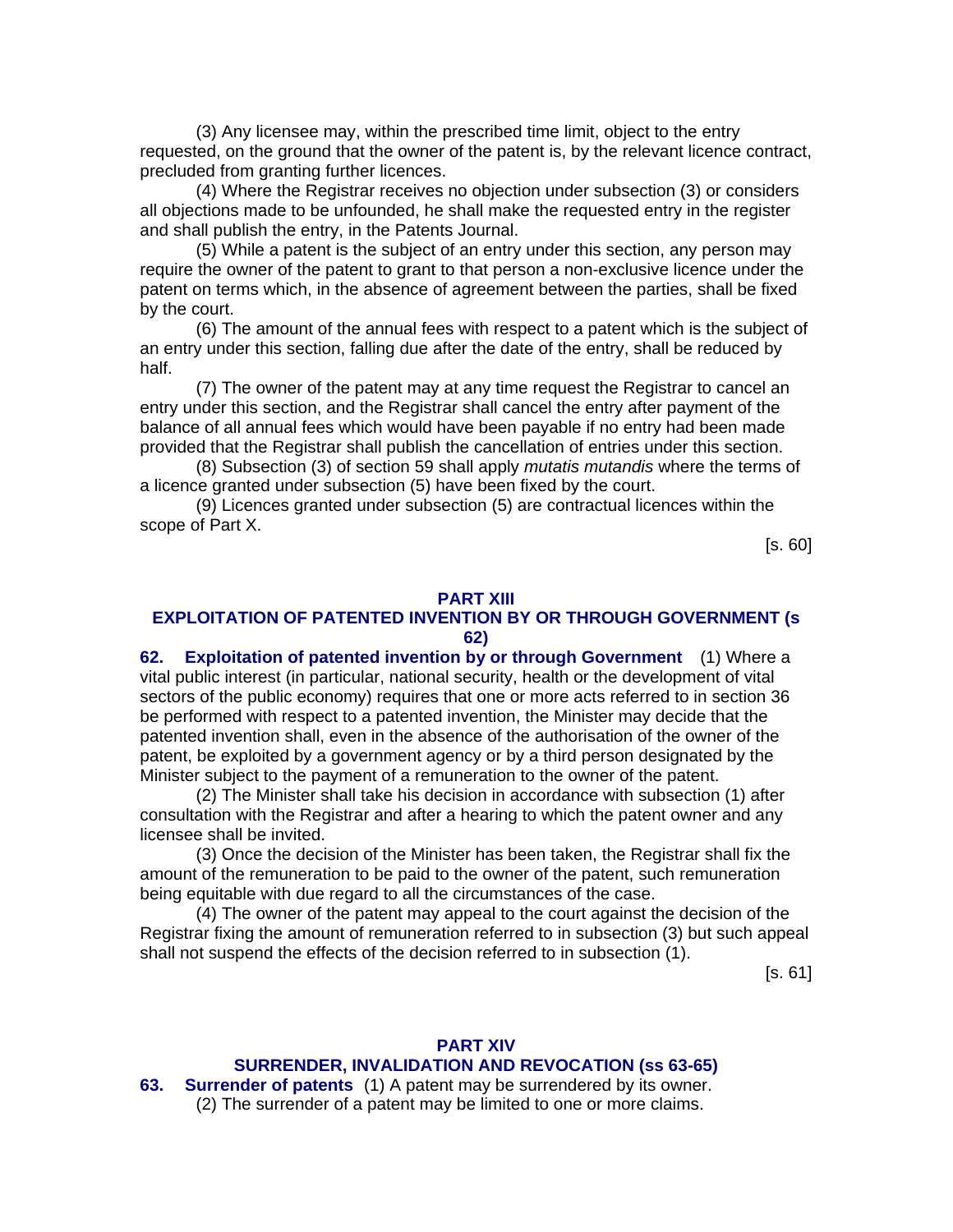(3) Any licensee may, within the prescribed time limit, object to the entry requested, on the ground that the owner of the patent is, by the relevant licence contract, precluded from granting further licences.

(4) Where the Registrar receives no objection under subsection (3) or considers all objections made to be unfounded, he shall make the requested entry in the register and shall publish the entry, in the Patents Journal.

(5) While a patent is the subject of an entry under this section, any person may require the owner of the patent to grant to that person a non-exclusive licence under the patent on terms which, in the absence of agreement between the parties, shall be fixed by the court.

(6) The amount of the annual fees with respect to a patent which is the subject of an entry under this section, falling due after the date of the entry, shall be reduced by half.

(7) The owner of the patent may at any time request the Registrar to cancel an entry under this section, and the Registrar shall cancel the entry after payment of the balance of all annual fees which would have been payable if no entry had been made provided that the Registrar shall publish the cancellation of entries under this section.

(8) Subsection (3) of section 59 shall apply *mutatis mutandis* where the terms of a licence granted under subsection (5) have been fixed by the court.

(9) Licences granted under subsection (5) are contractual licences within the scope of Part X.

[s. 60]

## PART XIII
## EXPLOITATION OF PATENTED INVENTION BY OR THROUGH GOVERNMENT (s 62)

**62. Exploitation of patented invention by or through Government** (1) Where a vital public interest (in particular, national security, health or the development of vital sectors of the public economy) requires that one or more acts referred to in section 36 be performed with respect to a patented invention, the Minister may decide that the patented invention shall, even in the absence of the authorisation of the owner of the patent, be exploited by a government agency or by a third person designated by the Minister subject to the payment of a remuneration to the owner of the patent.

(2) The Minister shall take his decision in accordance with subsection (1) after consultation with the Registrar and after a hearing to which the patent owner and any licensee shall be invited.

(3) Once the decision of the Minister has been taken, the Registrar shall fix the amount of the remuneration to be paid to the owner of the patent, such remuneration being equitable with due regard to all the circumstances of the case.

(4) The owner of the patent may appeal to the court against the decision of the Registrar fixing the amount of remuneration referred to in subsection (3) but such appeal shall not suspend the effects of the decision referred to in subsection (1).

[s. 61]

## PART XIV
## SURRENDER, INVALIDATION AND REVOCATION (ss 63-65)

**63. Surrender of patents** (1) A patent may be surrendered by its owner.

(2) The surrender of a patent may be limited to one or more claims.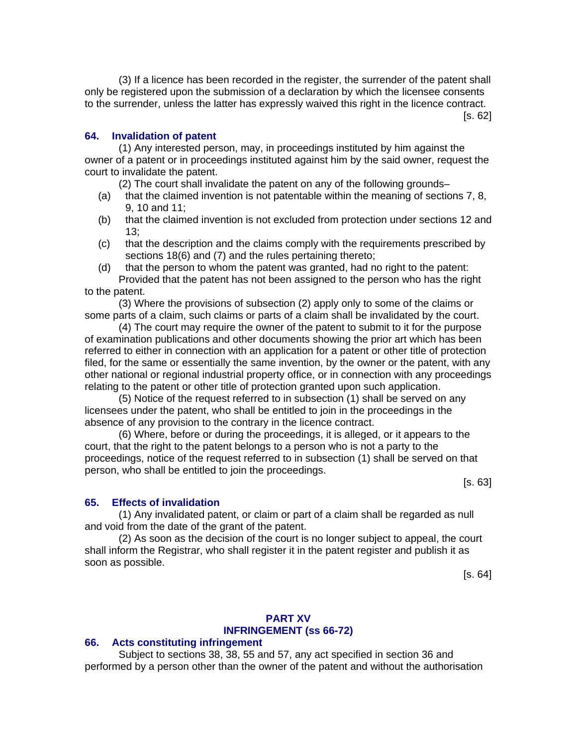(3) If a licence has been recorded in the register, the surrender of the patent shall only be registered upon the submission of a declaration by which the licensee consents to the surrender, unless the latter has expressly waived this right in the licence contract.

[s. 62]

### 64. Invalidation of patent

(1) Any interested person, may, in proceedings instituted by him against the owner of a patent or in proceedings instituted against him by the said owner, request the court to invalidate the patent.

(2) The court shall invalidate the patent on any of the following grounds–

(a) that the claimed invention is not patentable within the meaning of sections 7, 8, 9, 10 and 11;

(b) that the claimed invention is not excluded from protection under sections 12 and 13;

(c) that the description and the claims comply with the requirements prescribed by sections 18(6) and (7) and the rules pertaining thereto;

(d) that the person to whom the patent was granted, had no right to the patent:

Provided that the patent has not been assigned to the person who has the right to the patent.

(3) Where the provisions of subsection (2) apply only to some of the claims or some parts of a claim, such claims or parts of a claim shall be invalidated by the court.

(4) The court may require the owner of the patent to submit to it for the purpose of examination publications and other documents showing the prior art which has been referred to either in connection with an application for a patent or other title of protection filed, for the same or essentially the same invention, by the owner or the patent, with any other national or regional industrial property office, or in connection with any proceedings relating to the patent or other title of protection granted upon such application.

(5) Notice of the request referred to in subsection (1) shall be served on any licensees under the patent, who shall be entitled to join in the proceedings in the absence of any provision to the contrary in the licence contract.

(6) Where, before or during the proceedings, it is alleged, or it appears to the court, that the right to the patent belongs to a person who is not a party to the proceedings, notice of the request referred to in subsection (1) shall be served on that person, who shall be entitled to join the proceedings.

[s. 63]

### 65. Effects of invalidation

(1) Any invalidated patent, or claim or part of a claim shall be regarded as null and void from the date of the grant of the patent.

(2) As soon as the decision of the court is no longer subject to appeal, the court shall inform the Registrar, who shall register it in the patent register and publish it as soon as possible.

[s. 64]

## PART XV
## INFRINGEMENT (ss 66-72)

### 66. Acts constituting infringement

Subject to sections 38, 38, 55 and 57, any act specified in section 36 and performed by a person other than the owner of the patent and without the authorisation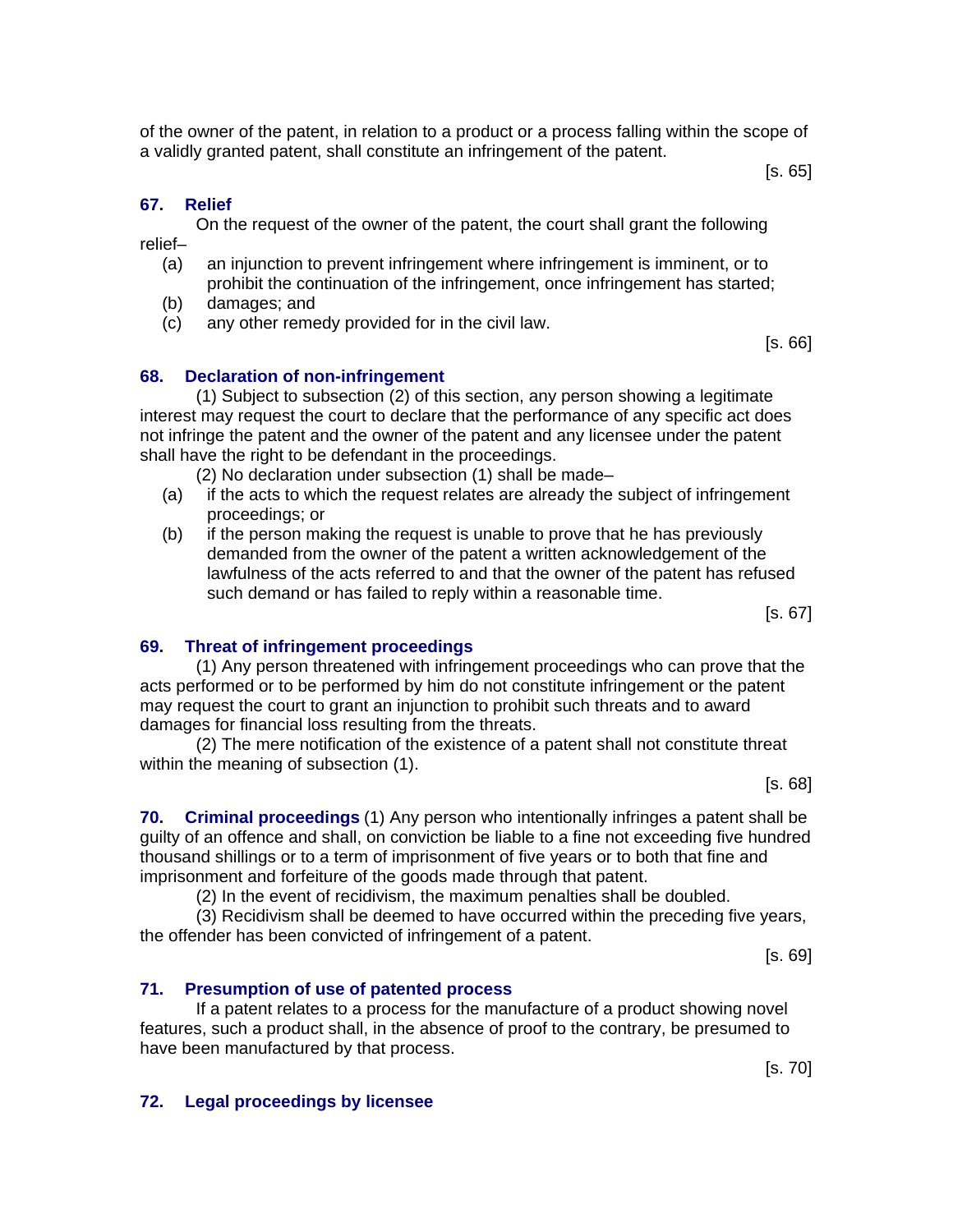of the owner of the patent, in relation to a product or a process falling within the scope of a validly granted patent, shall constitute an infringement of the patent.

[s. 65]

### 67. Relief

On the request of the owner of the patent, the court shall grant the following relief–

(a) an injunction to prevent infringement where infringement is imminent, or to prohibit the continuation of the infringement, once infringement has started;

(b) damages; and

(c) any other remedy provided for in the civil law.

[s. 66]

### 68. Declaration of non-infringement

(1) Subject to subsection (2) of this section, any person showing a legitimate interest may request the court to declare that the performance of any specific act does not infringe the patent and the owner of the patent and any licensee under the patent shall have the right to be defendant in the proceedings.

(2) No declaration under subsection (1) shall be made–

(a) if the acts to which the request relates are already the subject of infringement proceedings; or

(b) if the person making the request is unable to prove that he has previously demanded from the owner of the patent a written acknowledgement of the lawfulness of the acts referred to and that the owner of the patent has refused such demand or has failed to reply within a reasonable time.

[s. 67]

### 69. Threat of infringement proceedings

(1) Any person threatened with infringement proceedings who can prove that the acts performed or to be performed by him do not constitute infringement or the patent may request the court to grant an injunction to prohibit such threats and to award damages for financial loss resulting from the threats.

(2) The mere notification of the existence of a patent shall not constitute threat within the meaning of subsection (1).

[s. 68]

**70. Criminal proceedings** (1) Any person who intentionally infringes a patent shall be guilty of an offence and shall, on conviction be liable to a fine not exceeding five hundred thousand shillings or to a term of imprisonment of five years or to both that fine and imprisonment and forfeiture of the goods made through that patent.

(2) In the event of recidivism, the maximum penalties shall be doubled.

(3) Recidivism shall be deemed to have occurred within the preceding five years, the offender has been convicted of infringement of a patent.

[s. 69]

### 71. Presumption of use of patented process

If a patent relates to a process for the manufacture of a product showing novel features, such a product shall, in the absence of proof to the contrary, be presumed to have been manufactured by that process.

[s. 70]

### 72. Legal proceedings by licensee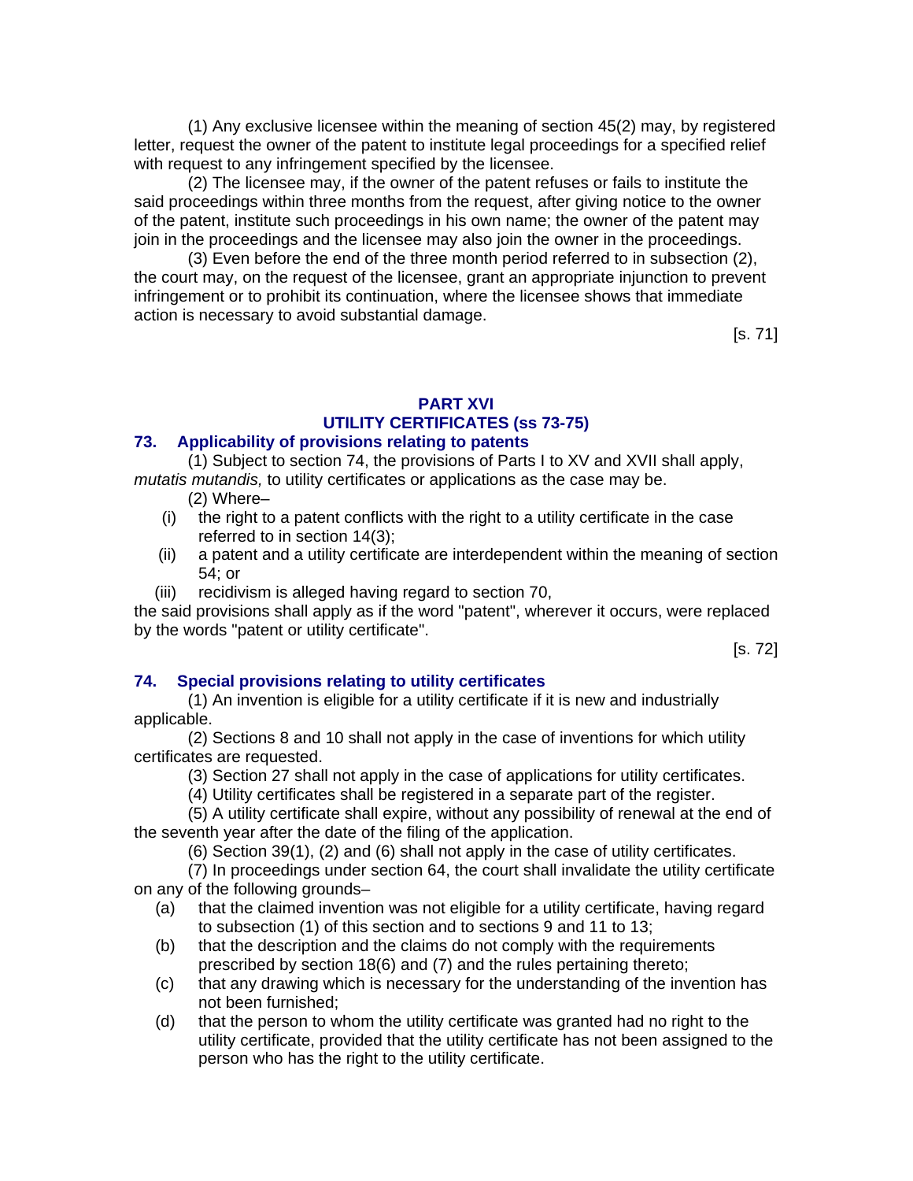(1) Any exclusive licensee within the meaning of section 45(2) may, by registered letter, request the owner of the patent to institute legal proceedings for a specified relief with request to any infringement specified by the licensee.

(2) The licensee may, if the owner of the patent refuses or fails to institute the said proceedings within three months from the request, after giving notice to the owner of the patent, institute such proceedings in his own name; the owner of the patent may join in the proceedings and the licensee may also join the owner in the proceedings.

(3) Even before the end of the three month period referred to in subsection (2), the court may, on the request of the licensee, grant an appropriate injunction to prevent infringement or to prohibit its continuation, where the licensee shows that immediate action is necessary to avoid substantial damage.

[s. 71]

## PART XVI
## UTILITY CERTIFICATES (ss 73-75)

### 73. Applicability of provisions relating to patents

(1) Subject to section 74, the provisions of Parts I to XV and XVII shall apply, *mutatis mutandis,* to utility certificates or applications as the case may be.

(2) Where–

- (i) the right to a patent conflicts with the right to a utility certificate in the case referred to in section 14(3);
- (ii) a patent and a utility certificate are interdependent within the meaning of section 54; or
- (iii) recidivism is alleged having regard to section 70,

the said provisions shall apply as if the word "patent", wherever it occurs, were replaced by the words "patent or utility certificate".

[s. 72]

### 74. Special provisions relating to utility certificates

(1) An invention is eligible for a utility certificate if it is new and industrially applicable.

(2) Sections 8 and 10 shall not apply in the case of inventions for which utility certificates are requested.

(3) Section 27 shall not apply in the case of applications for utility certificates.

(4) Utility certificates shall be registered in a separate part of the register.

(5) A utility certificate shall expire, without any possibility of renewal at the end of the seventh year after the date of the filing of the application.

(6) Section 39(1), (2) and (6) shall not apply in the case of utility certificates.

(7) In proceedings under section 64, the court shall invalidate the utility certificate on any of the following grounds–

- (a) that the claimed invention was not eligible for a utility certificate, having regard to subsection (1) of this section and to sections 9 and 11 to 13;
- (b) that the description and the claims do not comply with the requirements prescribed by section 18(6) and (7) and the rules pertaining thereto;
- (c) that any drawing which is necessary for the understanding of the invention has not been furnished;
- (d) that the person to whom the utility certificate was granted had no right to the utility certificate, provided that the utility certificate has not been assigned to the person who has the right to the utility certificate.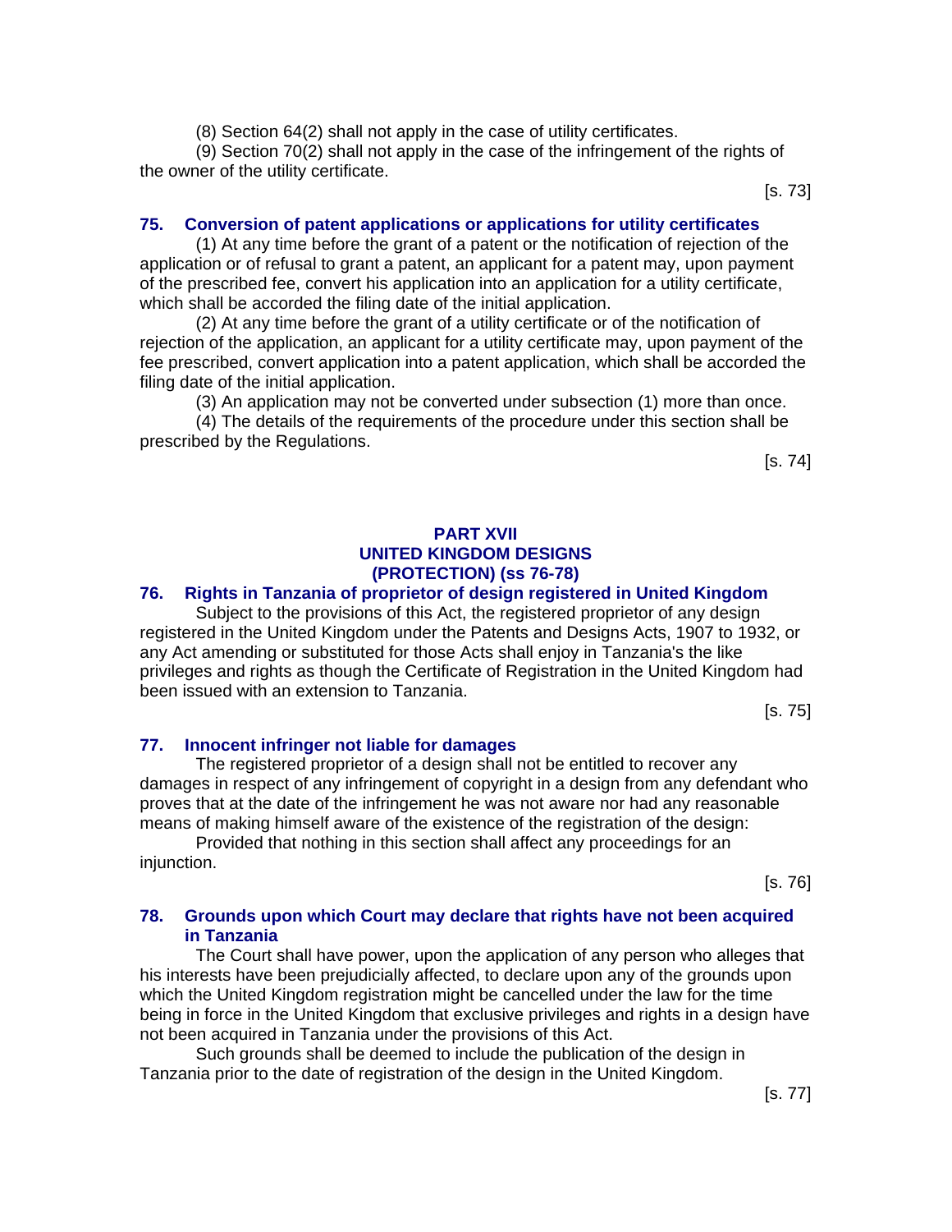(8) Section 64(2) shall not apply in the case of utility certificates.

(9) Section 70(2) shall not apply in the case of the infringement of the rights of the owner of the utility certificate.

[s. 73]

### 75. Conversion of patent applications or applications for utility certificates

(1) At any time before the grant of a patent or the notification of rejection of the application or of refusal to grant a patent, an applicant for a patent may, upon payment of the prescribed fee, convert his application into an application for a utility certificate, which shall be accorded the filing date of the initial application.

(2) At any time before the grant of a utility certificate or of the notification of rejection of the application, an applicant for a utility certificate may, upon payment of the fee prescribed, convert application into a patent application, which shall be accorded the filing date of the initial application.

(3) An application may not be converted under subsection (1) more than once.

(4) The details of the requirements of the procedure under this section shall be prescribed by the Regulations.

[s. 74]

## PART XVII
## UNITED KINGDOM DESIGNS
## (PROTECTION) (ss 76-78)

### 76. Rights in Tanzania of proprietor of design registered in United Kingdom

Subject to the provisions of this Act, the registered proprietor of any design registered in the United Kingdom under the Patents and Designs Acts, 1907 to 1932, or any Act amending or substituted for those Acts shall enjoy in Tanzania's the like privileges and rights as though the Certificate of Registration in the United Kingdom had been issued with an extension to Tanzania.

[s. 75]

### 77. Innocent infringer not liable for damages

The registered proprietor of a design shall not be entitled to recover any damages in respect of any infringement of copyright in a design from any defendant who proves that at the date of the infringement he was not aware nor had any reasonable means of making himself aware of the existence of the registration of the design:

Provided that nothing in this section shall affect any proceedings for an injunction.

[s. 76]

### 78. Grounds upon which Court may declare that rights have not been acquired in Tanzania

The Court shall have power, upon the application of any person who alleges that his interests have been prejudicially affected, to declare upon any of the grounds upon which the United Kingdom registration might be cancelled under the law for the time being in force in the United Kingdom that exclusive privileges and rights in a design have not been acquired in Tanzania under the provisions of this Act.

Such grounds shall be deemed to include the publication of the design in Tanzania prior to the date of registration of the design in the United Kingdom.

[s. 77]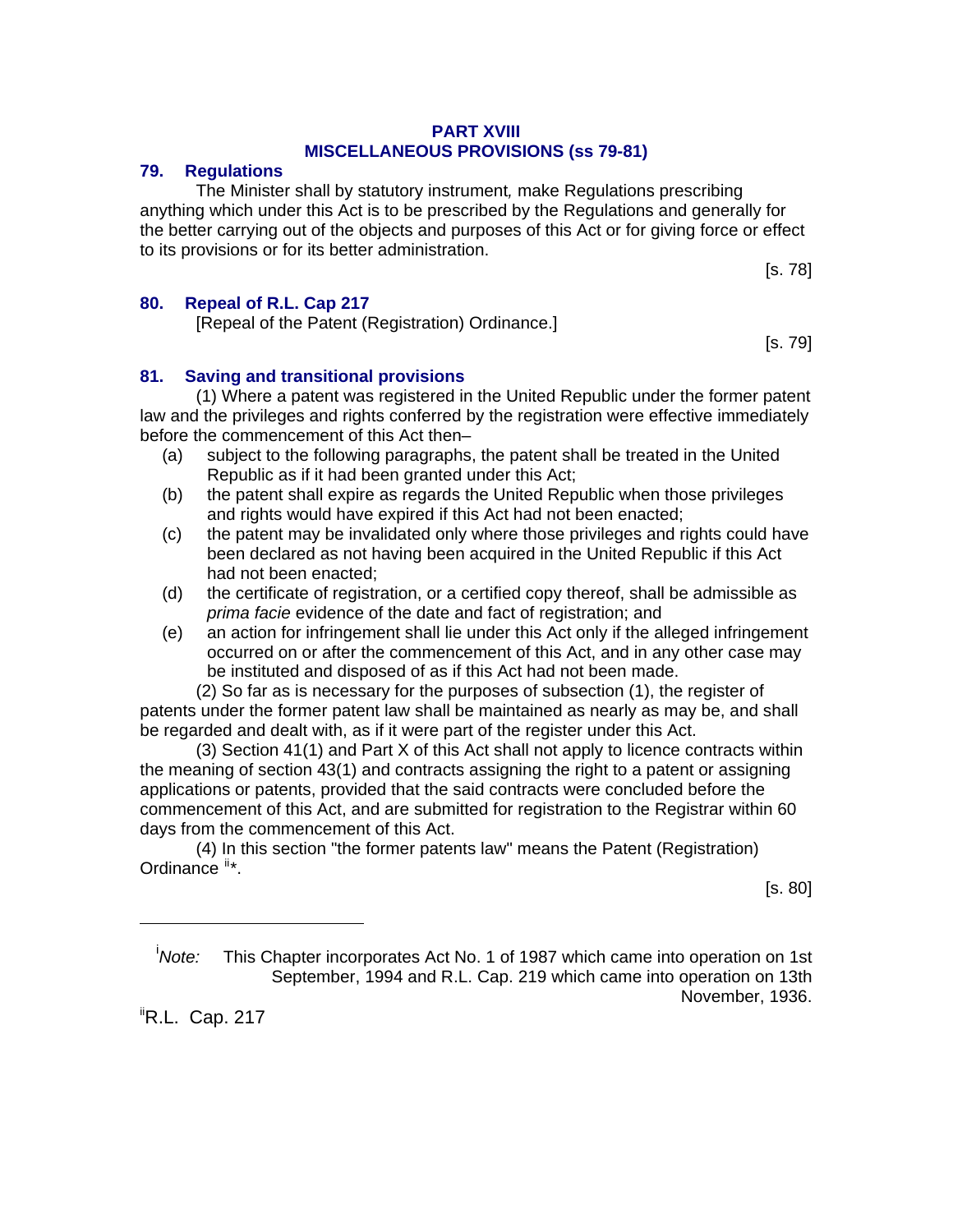## PART XVIII
## MISCELLANEOUS PROVISIONS (ss 79-81)

### 79. Regulations

The Minister shall by statutory instrument, make Regulations prescribing anything which under this Act is to be prescribed by the Regulations and generally for the better carrying out of the objects and purposes of this Act or for giving force or effect to its provisions or for its better administration.

[s. 78]

### 80. Repeal of R.L. Cap 217

[Repeal of the Patent (Registration) Ordinance.]

[s. 79]

### 81. Saving and transitional provisions

(1) Where a patent was registered in the United Republic under the former patent law and the privileges and rights conferred by the registration were effective immediately before the commencement of this Act then–

- (a) subject to the following paragraphs, the patent shall be treated in the United Republic as if it had been granted under this Act;
- (b) the patent shall expire as regards the United Republic when those privileges and rights would have expired if this Act had not been enacted;
- (c) the patent may be invalidated only where those privileges and rights could have been declared as not having been acquired in the United Republic if this Act had not been enacted;
- (d) the certificate of registration, or a certified copy thereof, shall be admissible as *prima facie* evidence of the date and fact of registration; and
- (e) an action for infringement shall lie under this Act only if the alleged infringement occurred on or after the commencement of this Act, and in any other case may be instituted and disposed of as if this Act had not been made.

(2) So far as is necessary for the purposes of subsection (1), the register of patents under the former patent law shall be maintained as nearly as may be, and shall be regarded and dealt with, as if it were part of the register under this Act.

(3) Section 41(1) and Part X of this Act shall not apply to licence contracts within the meaning of section 43(1) and contracts assigning the right to a patent or assigning applications or patents, provided that the said contracts were concluded before the commencement of this Act, and are submitted for registration to the Registrar within 60 days from the commencement of this Act.

(4) In this section "the former patents law" means the Patent (Registration) Ordinance [ii]*.

[s. 80]

---

[i] *Note:* This Chapter incorporates Act No. 1 of 1987 which came into operation on 1st September, 1994 and R.L. Cap. 219 which came into operation on 13th November, 1936.

[ii] R.L. Cap. 217